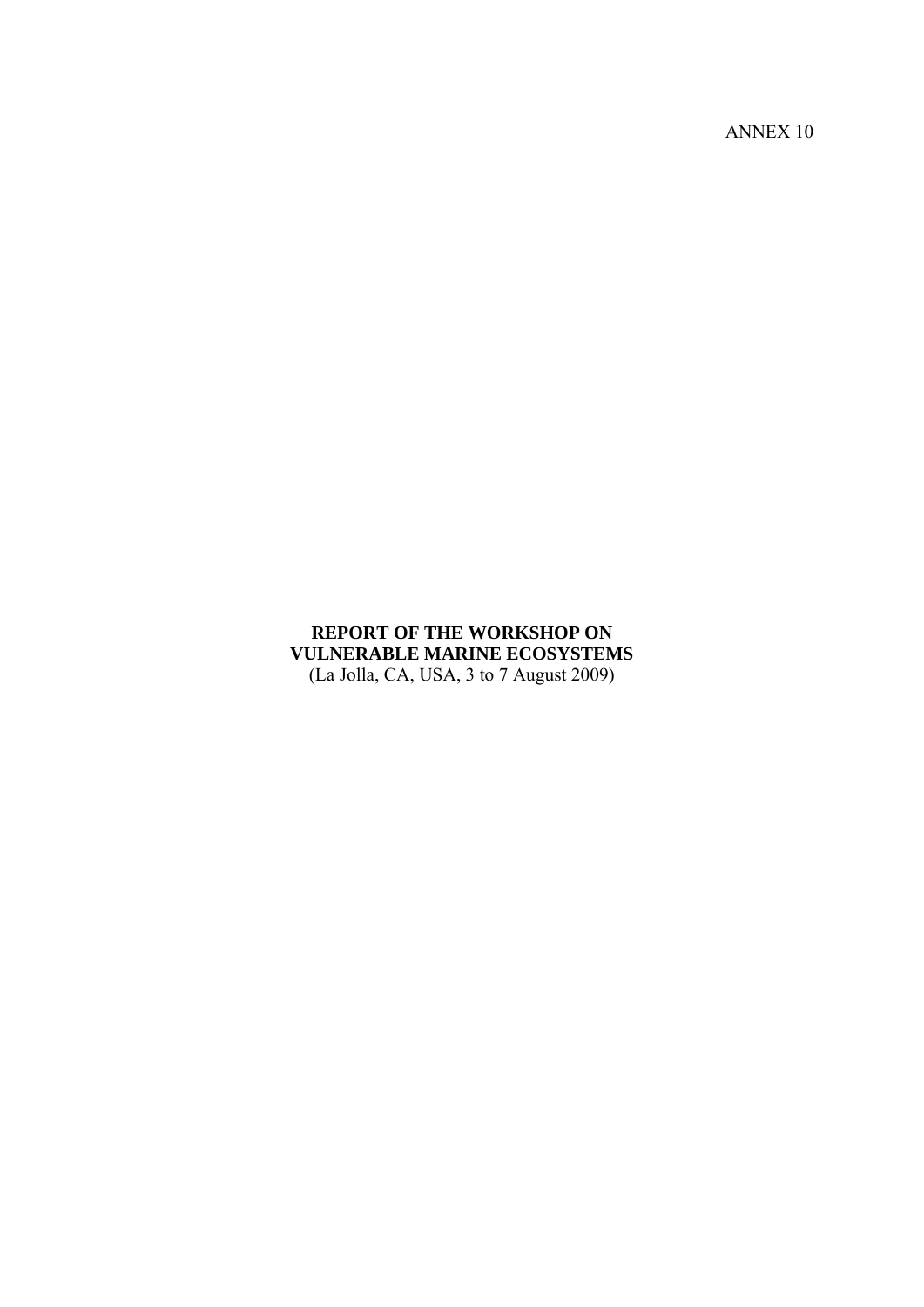ANNEX 10

# REPORT OF THE WORKSHOP ON VULNERABLE MARINE ECOSYSTEMS

(La Jolla, CA, USA, 3 to 7 August 2009)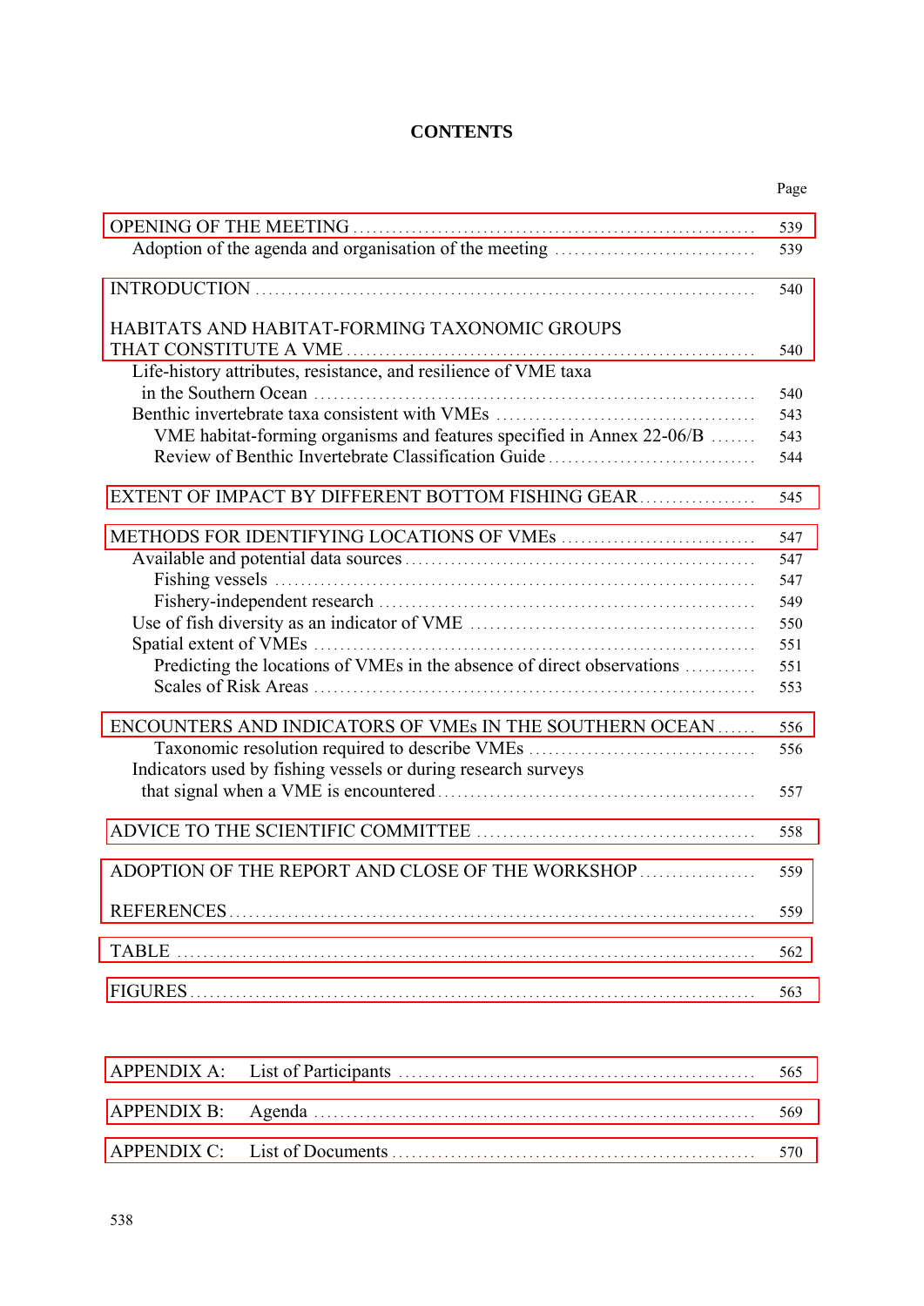# CONTENTS

| | Page |
|---|---|
| OPENING OF THE MEETING | 539 |
| Adoption of the agenda and organisation of the meeting | 539 |
| INTRODUCTION | 540 |
| HABITATS AND HABITAT-FORMING TAXONOMIC GROUPS THAT CONSTITUTE A VME | 540 |
| Life-history attributes, resistance, and resilience of VME taxa in the Southern Ocean | 540 |
| Benthic invertebrate taxa consistent with VMEs | 543 |
| VME habitat-forming organisms and features specified in Annex 22-06/B | 543 |
| Review of Benthic Invertebrate Classification Guide | 544 |
| EXTENT OF IMPACT BY DIFFERENT BOTTOM FISHING GEAR | 545 |
| METHODS FOR IDENTIFYING LOCATIONS OF VMEs | 547 |
| Available and potential data sources | 547 |
| Fishing vessels | 547 |
| Fishery-independent research | 549 |
| Use of fish diversity as an indicator of VME | 550 |
| Spatial extent of VMEs | 551 |
| Predicting the locations of VMEs in the absence of direct observations | 551 |
| Scales of Risk Areas | 553 |
| ENCOUNTERS AND INDICATORS OF VMEs IN THE SOUTHERN OCEAN | 556 |
| Taxonomic resolution required to describe VMEs | 556 |
| Indicators used by fishing vessels or during research surveys that signal when a VME is encountered | 557 |
| ADVICE TO THE SCIENTIFIC COMMITTEE | 558 |
| ADOPTION OF THE REPORT AND CLOSE OF THE WORKSHOP | 559 |
| REFERENCES | 559 |
| TABLE | 562 |
| FIGURES | 563 |
| APPENDIX A: List of Participants | 565 |
| APPENDIX B: Agenda | 569 |
| APPENDIX C: List of Documents | 570 |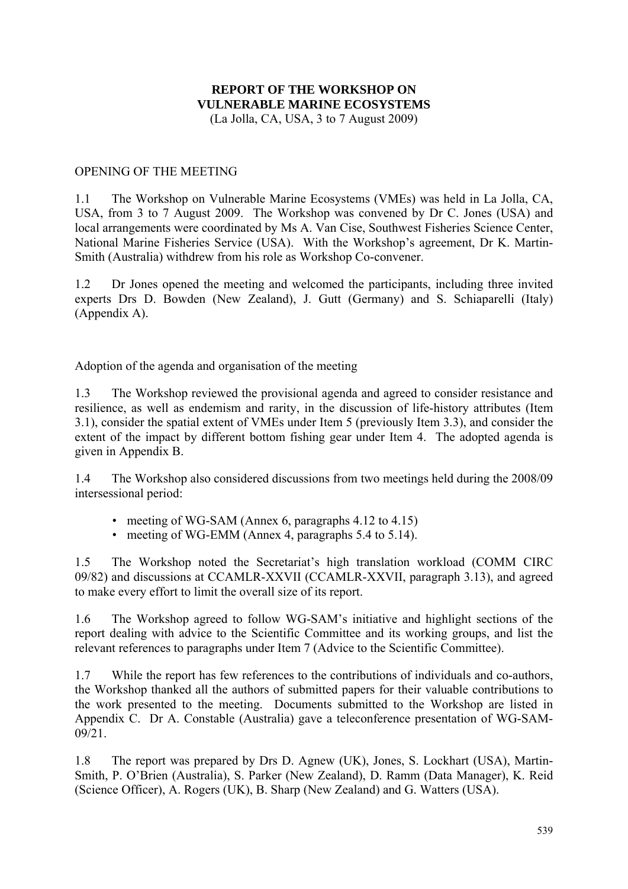# REPORT OF THE WORKSHOP ON VULNERABLE MARINE ECOSYSTEMS

(La Jolla, CA, USA, 3 to 7 August 2009)

## OPENING OF THE MEETING

1.1 The Workshop on Vulnerable Marine Ecosystems (VMEs) was held in La Jolla, CA, USA, from 3 to 7 August 2009. The Workshop was convened by Dr C. Jones (USA) and local arrangements were coordinated by Ms A. Van Cise, Southwest Fisheries Science Center, National Marine Fisheries Service (USA). With the Workshop's agreement, Dr K. Martin-Smith (Australia) withdrew from his role as Workshop Co-convener.

1.2 Dr Jones opened the meeting and welcomed the participants, including three invited experts Drs D. Bowden (New Zealand), J. Gutt (Germany) and S. Schiaparelli (Italy) (Appendix A).

### Adoption of the agenda and organisation of the meeting

1.3 The Workshop reviewed the provisional agenda and agreed to consider resistance and resilience, as well as endemism and rarity, in the discussion of life-history attributes (Item 3.1), consider the spatial extent of VMEs under Item 5 (previously Item 3.3), and consider the extent of the impact by different bottom fishing gear under Item 4. The adopted agenda is given in Appendix B.

1.4 The Workshop also considered discussions from two meetings held during the 2008/09 intersessional period:

- meeting of WG-SAM (Annex 6, paragraphs 4.12 to 4.15)
- meeting of WG-EMM (Annex 4, paragraphs 5.4 to 5.14).

1.5 The Workshop noted the Secretariat's high translation workload (COMM CIRC 09/82) and discussions at CCAMLR-XXVII (CCAMLR-XXVII, paragraph 3.13), and agreed to make every effort to limit the overall size of its report.

1.6 The Workshop agreed to follow WG-SAM's initiative and highlight sections of the report dealing with advice to the Scientific Committee and its working groups, and list the relevant references to paragraphs under Item 7 (Advice to the Scientific Committee).

1.7 While the report has few references to the contributions of individuals and co-authors, the Workshop thanked all the authors of submitted papers for their valuable contributions to the work presented to the meeting. Documents submitted to the Workshop are listed in Appendix C. Dr A. Constable (Australia) gave a teleconference presentation of WG-SAM-09/21.

1.8 The report was prepared by Drs D. Agnew (UK), Jones, S. Lockhart (USA), Martin-Smith, P. O'Brien (Australia), S. Parker (New Zealand), D. Ramm (Data Manager), K. Reid (Science Officer), A. Rogers (UK), B. Sharp (New Zealand) and G. Watters (USA).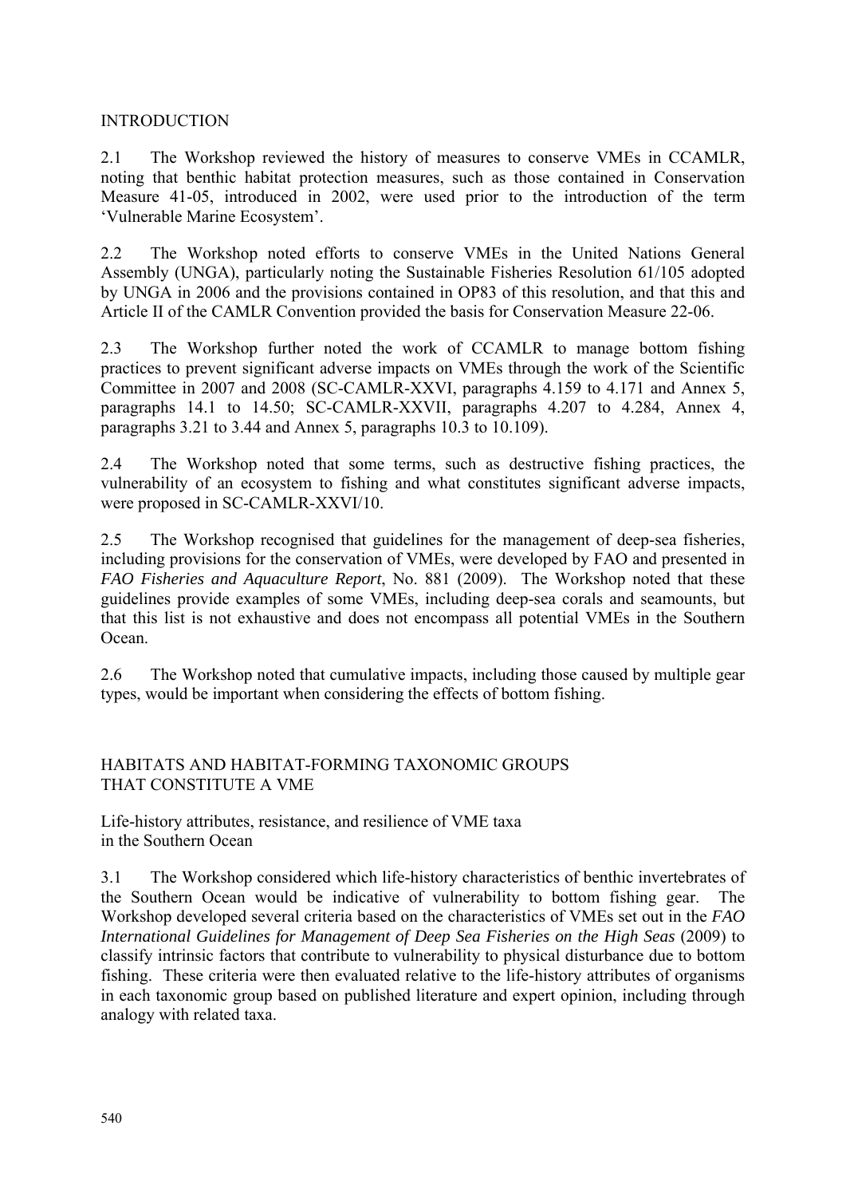## INTRODUCTION

2.1 The Workshop reviewed the history of measures to conserve VMEs in CCAMLR, noting that benthic habitat protection measures, such as those contained in Conservation Measure 41-05, introduced in 2002, were used prior to the introduction of the term 'Vulnerable Marine Ecosystem'.

2.2 The Workshop noted efforts to conserve VMEs in the United Nations General Assembly (UNGA), particularly noting the Sustainable Fisheries Resolution 61/105 adopted by UNGA in 2006 and the provisions contained in OP83 of this resolution, and that this and Article II of the CAMLR Convention provided the basis for Conservation Measure 22-06.

2.3 The Workshop further noted the work of CCAMLR to manage bottom fishing practices to prevent significant adverse impacts on VMEs through the work of the Scientific Committee in 2007 and 2008 (SC-CAMLR-XXVI, paragraphs 4.159 to 4.171 and Annex 5, paragraphs 14.1 to 14.50; SC-CAMLR-XXVII, paragraphs 4.207 to 4.284, Annex 4, paragraphs 3.21 to 3.44 and Annex 5, paragraphs 10.3 to 10.109).

2.4 The Workshop noted that some terms, such as destructive fishing practices, the vulnerability of an ecosystem to fishing and what constitutes significant adverse impacts, were proposed in SC-CAMLR-XXVI/10.

2.5 The Workshop recognised that guidelines for the management of deep-sea fisheries, including provisions for the conservation of VMEs, were developed by FAO and presented in *FAO Fisheries and Aquaculture Report*, No. 881 (2009). The Workshop noted that these guidelines provide examples of some VMEs, including deep-sea corals and seamounts, but that this list is not exhaustive and does not encompass all potential VMEs in the Southern Ocean.

2.6 The Workshop noted that cumulative impacts, including those caused by multiple gear types, would be important when considering the effects of bottom fishing.

## HABITATS AND HABITAT-FORMING TAXONOMIC GROUPS THAT CONSTITUTE A VME

### Life-history attributes, resistance, and resilience of VME taxa in the Southern Ocean

3.1 The Workshop considered which life-history characteristics of benthic invertebrates of the Southern Ocean would be indicative of vulnerability to bottom fishing gear. The Workshop developed several criteria based on the characteristics of VMEs set out in the *FAO International Guidelines for Management of Deep Sea Fisheries on the High Seas* (2009) to classify intrinsic factors that contribute to vulnerability to physical disturbance due to bottom fishing. These criteria were then evaluated relative to the life-history attributes of organisms in each taxonomic group based on published literature and expert opinion, including through analogy with related taxa.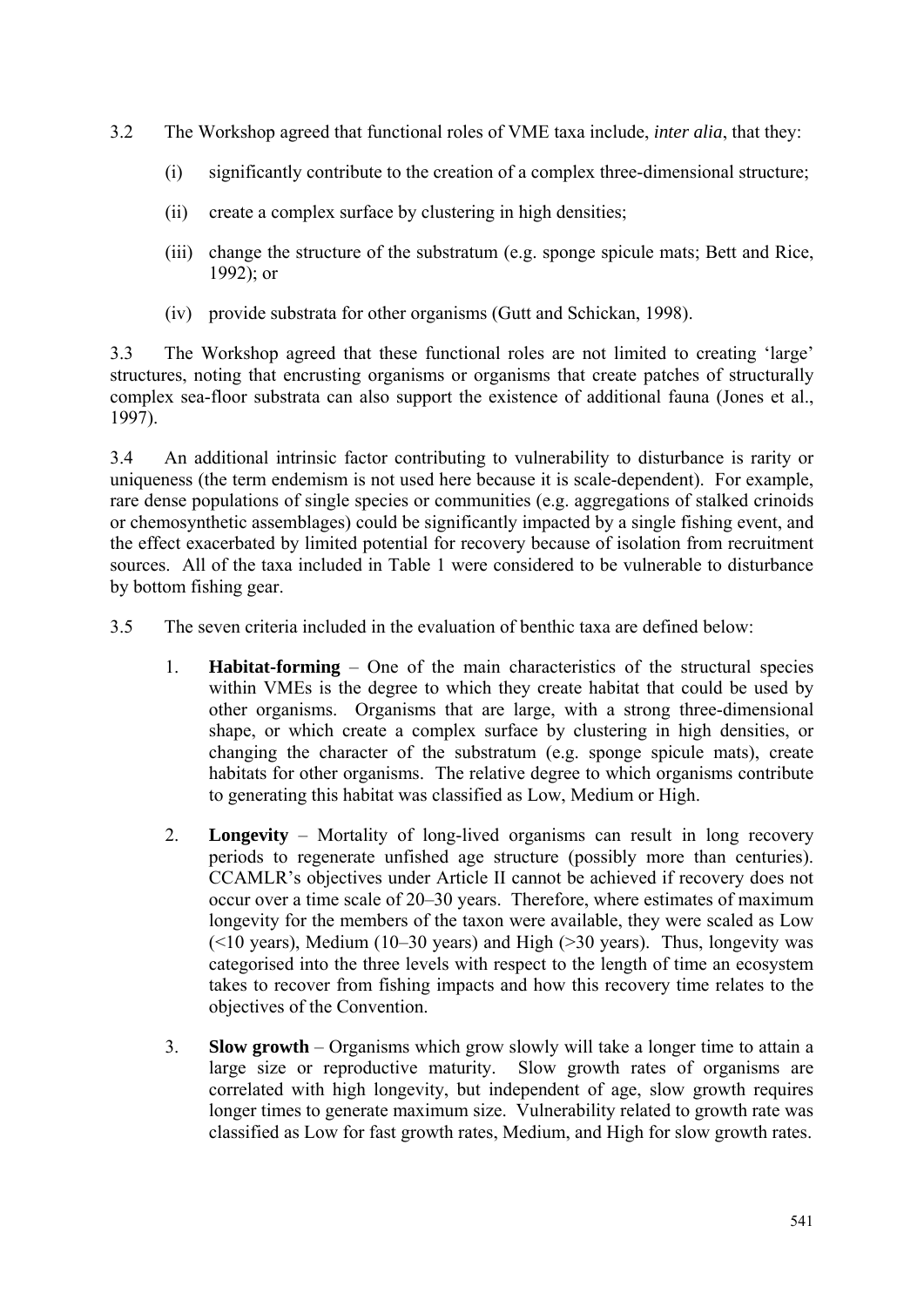3.2 The Workshop agreed that functional roles of VME taxa include, *inter alia*, that they:

(i) significantly contribute to the creation of a complex three-dimensional structure;

(ii) create a complex surface by clustering in high densities;

(iii) change the structure of the substratum (e.g. sponge spicule mats; Bett and Rice, 1992); or

(iv) provide substrata for other organisms (Gutt and Schickan, 1998).

3.3 The Workshop agreed that these functional roles are not limited to creating 'large' structures, noting that encrusting organisms or organisms that create patches of structurally complex sea-floor substrata can also support the existence of additional fauna (Jones et al., 1997).

3.4 An additional intrinsic factor contributing to vulnerability to disturbance is rarity or uniqueness (the term endemism is not used here because it is scale-dependent). For example, rare dense populations of single species or communities (e.g. aggregations of stalked crinoids or chemosynthetic assemblages) could be significantly impacted by a single fishing event, and the effect exacerbated by limited potential for recovery because of isolation from recruitment sources. All of the taxa included in Table 1 were considered to be vulnerable to disturbance by bottom fishing gear.

3.5 The seven criteria included in the evaluation of benthic taxa are defined below:

1. **Habitat-forming** – One of the main characteristics of the structural species within VMEs is the degree to which they create habitat that could be used by other organisms. Organisms that are large, with a strong three-dimensional shape, or which create a complex surface by clustering in high densities, or changing the character of the substratum (e.g. sponge spicule mats), create habitats for other organisms. The relative degree to which organisms contribute to generating this habitat was classified as Low, Medium or High.

2. **Longevity** – Mortality of long-lived organisms can result in long recovery periods to regenerate unfished age structure (possibly more than centuries). CCAMLR's objectives under Article II cannot be achieved if recovery does not occur over a time scale of 20–30 years. Therefore, where estimates of maximum longevity for the members of the taxon were available, they were scaled as Low (<10 years), Medium (10–30 years) and High (>30 years). Thus, longevity was categorised into the three levels with respect to the length of time an ecosystem takes to recover from fishing impacts and how this recovery time relates to the objectives of the Convention.

3. **Slow growth** – Organisms which grow slowly will take a longer time to attain a large size or reproductive maturity. Slow growth rates of organisms are correlated with high longevity, but independent of age, slow growth requires longer times to generate maximum size. Vulnerability related to growth rate was classified as Low for fast growth rates, Medium, and High for slow growth rates.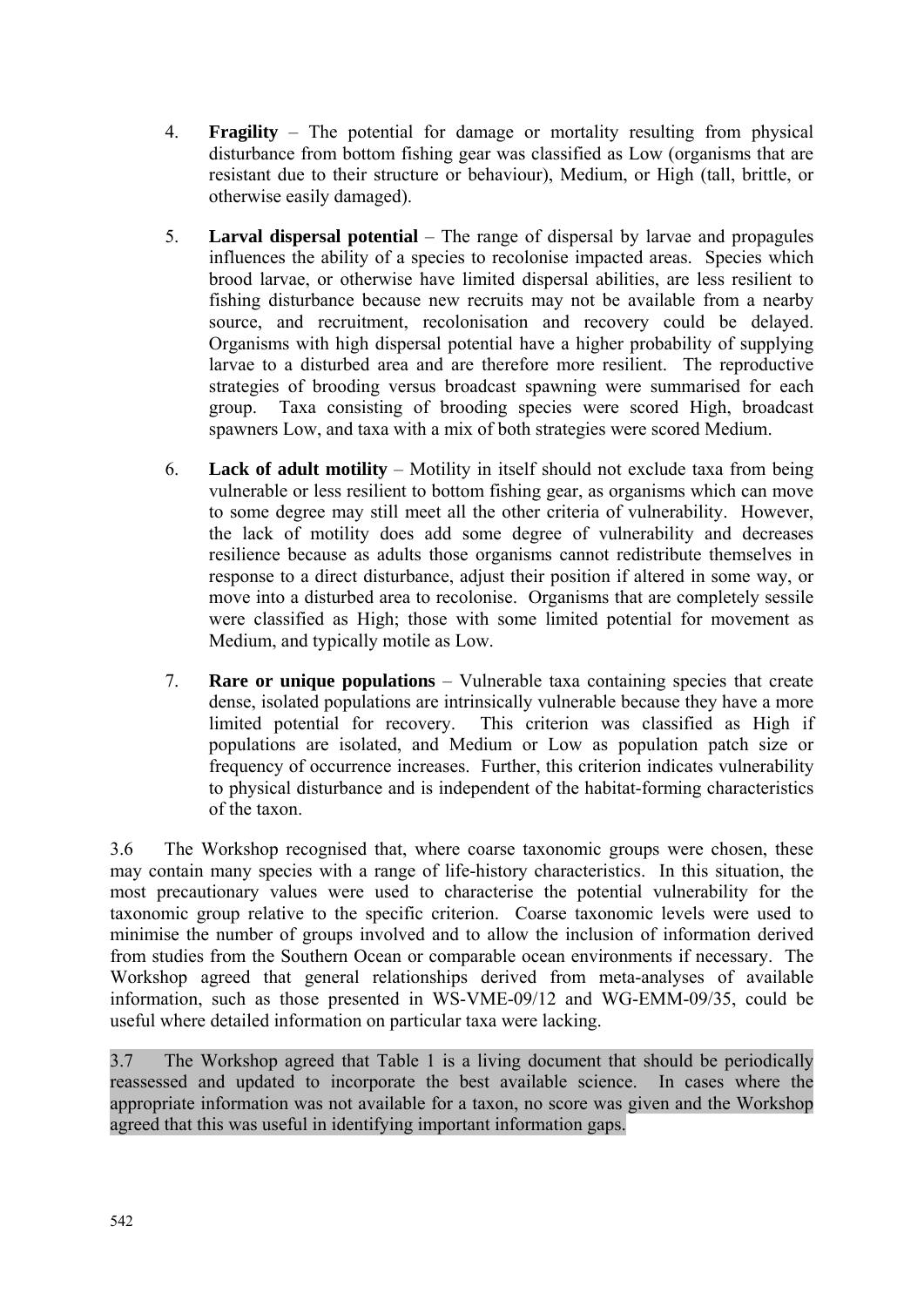4. **Fragility** – The potential for damage or mortality resulting from physical disturbance from bottom fishing gear was classified as Low (organisms that are resistant due to their structure or behaviour), Medium, or High (tall, brittle, or otherwise easily damaged).

5. **Larval dispersal potential** – The range of dispersal by larvae and propagules influences the ability of a species to recolonise impacted areas. Species which brood larvae, or otherwise have limited dispersal abilities, are less resilient to fishing disturbance because new recruits may not be available from a nearby source, and recruitment, recolonisation and recovery could be delayed. Organisms with high dispersal potential have a higher probability of supplying larvae to a disturbed area and are therefore more resilient. The reproductive strategies of brooding versus broadcast spawning were summarised for each group. Taxa consisting of brooding species were scored High, broadcast spawners Low, and taxa with a mix of both strategies were scored Medium.

6. **Lack of adult motility** – Motility in itself should not exclude taxa from being vulnerable or less resilient to bottom fishing gear, as organisms which can move to some degree may still meet all the other criteria of vulnerability. However, the lack of motility does add some degree of vulnerability and decreases resilience because as adults those organisms cannot redistribute themselves in response to a direct disturbance, adjust their position if altered in some way, or move into a disturbed area to recolonise. Organisms that are completely sessile were classified as High; those with some limited potential for movement as Medium, and typically motile as Low.

7. **Rare or unique populations** – Vulnerable taxa containing species that create dense, isolated populations are intrinsically vulnerable because they have a more limited potential for recovery. This criterion was classified as High if populations are isolated, and Medium or Low as population patch size or frequency of occurrence increases. Further, this criterion indicates vulnerability to physical disturbance and is independent of the habitat-forming characteristics of the taxon.

3.6 The Workshop recognised that, where coarse taxonomic groups were chosen, these may contain many species with a range of life-history characteristics. In this situation, the most precautionary values were used to characterise the potential vulnerability for the taxonomic group relative to the specific criterion. Coarse taxonomic levels were used to minimise the number of groups involved and to allow the inclusion of information derived from studies from the Southern Ocean or comparable ocean environments if necessary. The Workshop agreed that general relationships derived from meta-analyses of available information, such as those presented in WS-VME-09/12 and WG-EMM-09/35, could be useful where detailed information on particular taxa were lacking.

3.7 The Workshop agreed that Table 1 is a living document that should be periodically reassessed and updated to incorporate the best available science. In cases where the appropriate information was not available for a taxon, no score was given and the Workshop agreed that this was useful in identifying important information gaps.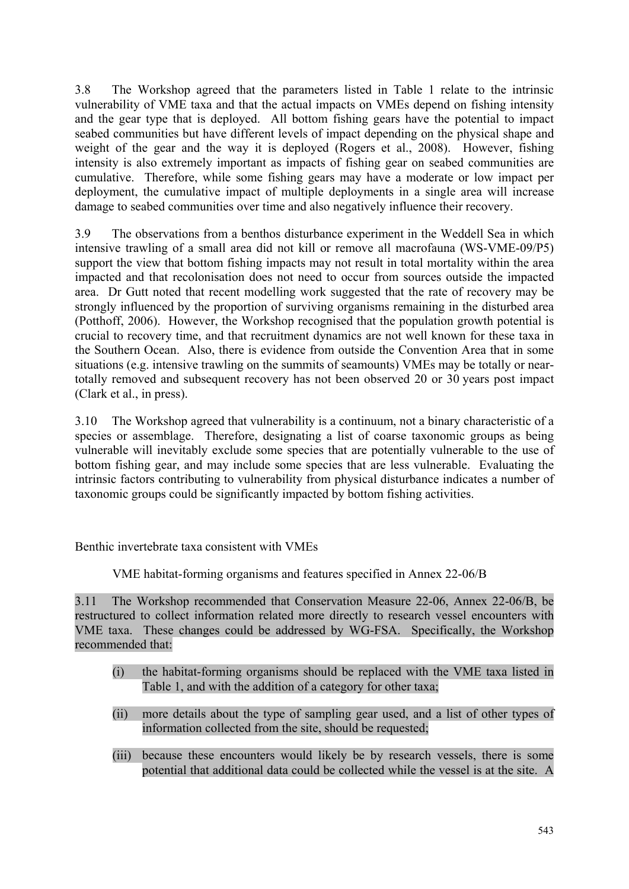3.8 The Workshop agreed that the parameters listed in Table 1 relate to the intrinsic vulnerability of VME taxa and that the actual impacts on VMEs depend on fishing intensity and the gear type that is deployed. All bottom fishing gears have the potential to impact seabed communities but have different levels of impact depending on the physical shape and weight of the gear and the way it is deployed (Rogers et al., 2008). However, fishing intensity is also extremely important as impacts of fishing gear on seabed communities are cumulative. Therefore, while some fishing gears may have a moderate or low impact per deployment, the cumulative impact of multiple deployments in a single area will increase damage to seabed communities over time and also negatively influence their recovery.

3.9 The observations from a benthos disturbance experiment in the Weddell Sea in which intensive trawling of a small area did not kill or remove all macrofauna (WS-VME-09/P5) support the view that bottom fishing impacts may not result in total mortality within the area impacted and that recolonisation does not need to occur from sources outside the impacted area. Dr Gutt noted that recent modelling work suggested that the rate of recovery may be strongly influenced by the proportion of surviving organisms remaining in the disturbed area (Potthoff, 2006). However, the Workshop recognised that the population growth potential is crucial to recovery time, and that recruitment dynamics are not well known for these taxa in the Southern Ocean. Also, there is evidence from outside the Convention Area that in some situations (e.g. intensive trawling on the summits of seamounts) VMEs may be totally or near-totally removed and subsequent recovery has not been observed 20 or 30 years post impact (Clark et al., in press).

3.10 The Workshop agreed that vulnerability is a continuum, not a binary characteristic of a species or assemblage. Therefore, designating a list of coarse taxonomic groups as being vulnerable will inevitably exclude some species that are potentially vulnerable to the use of bottom fishing gear, and may include some species that are less vulnerable. Evaluating the intrinsic factors contributing to vulnerability from physical disturbance indicates a number of taxonomic groups could be significantly impacted by bottom fishing activities.

## Benthic invertebrate taxa consistent with VMEs

### VME habitat-forming organisms and features specified in Annex 22-06/B

3.11 The Workshop recommended that Conservation Measure 22-06, Annex 22-06/B, be restructured to collect information related more directly to research vessel encounters with VME taxa. These changes could be addressed by WG-FSA. Specifically, the Workshop recommended that:

(i) the habitat-forming organisms should be replaced with the VME taxa listed in Table 1, and with the addition of a category for other taxa;

(ii) more details about the type of sampling gear used, and a list of other types of information collected from the site, should be requested;

(iii) because these encounters would likely be by research vessels, there is some potential that additional data could be collected while the vessel is at the site. A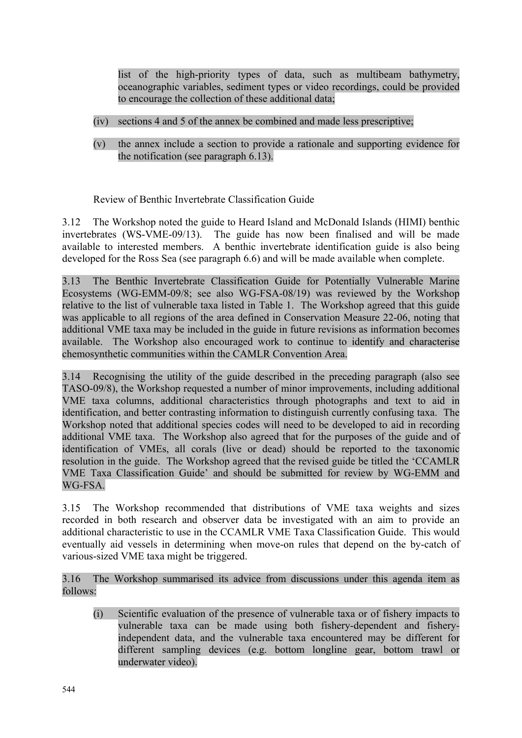list of the high-priority types of data, such as multibeam bathymetry, oceanographic variables, sediment types or video recordings, could be provided to encourage the collection of these additional data;

(iv) sections 4 and 5 of the annex be combined and made less prescriptive;

(v) the annex include a section to provide a rationale and supporting evidence for the notification (see paragraph 6.13).

### Review of Benthic Invertebrate Classification Guide

3.12 The Workshop noted the guide to Heard Island and McDonald Islands (HIMI) benthic invertebrates (WS-VME-09/13). The guide has now been finalised and will be made available to interested members. A benthic invertebrate identification guide is also being developed for the Ross Sea (see paragraph 6.6) and will be made available when complete.

3.13 The Benthic Invertebrate Classification Guide for Potentially Vulnerable Marine Ecosystems (WG-EMM-09/8; see also WG-FSA-08/19) was reviewed by the Workshop relative to the list of vulnerable taxa listed in Table 1. The Workshop agreed that this guide was applicable to all regions of the area defined in Conservation Measure 22-06, noting that additional VME taxa may be included in the guide in future revisions as information becomes available. The Workshop also encouraged work to continue to identify and characterise chemosynthetic communities within the CAMLR Convention Area.

3.14 Recognising the utility of the guide described in the preceding paragraph (also see TASO-09/8), the Workshop requested a number of minor improvements, including additional VME taxa columns, additional characteristics through photographs and text to aid in identification, and better contrasting information to distinguish currently confusing taxa. The Workshop noted that additional species codes will need to be developed to aid in recording additional VME taxa. The Workshop also agreed that for the purposes of the guide and of identification of VMEs, all corals (live or dead) should be reported to the taxonomic resolution in the guide. The Workshop agreed that the revised guide be titled the 'CCAMLR VME Taxa Classification Guide' and should be submitted for review by WG-EMM and WG-FSA.

3.15 The Workshop recommended that distributions of VME taxa weights and sizes recorded in both research and observer data be investigated with an aim to provide an additional characteristic to use in the CCAMLR VME Taxa Classification Guide. This would eventually aid vessels in determining when move-on rules that depend on the by-catch of various-sized VME taxa might be triggered.

3.16 The Workshop summarised its advice from discussions under this agenda item as follows:

(i) Scientific evaluation of the presence of vulnerable taxa or of fishery impacts to vulnerable taxa can be made using both fishery-dependent and fishery-independent data, and the vulnerable taxa encountered may be different for different sampling devices (e.g. bottom longline gear, bottom trawl or underwater video).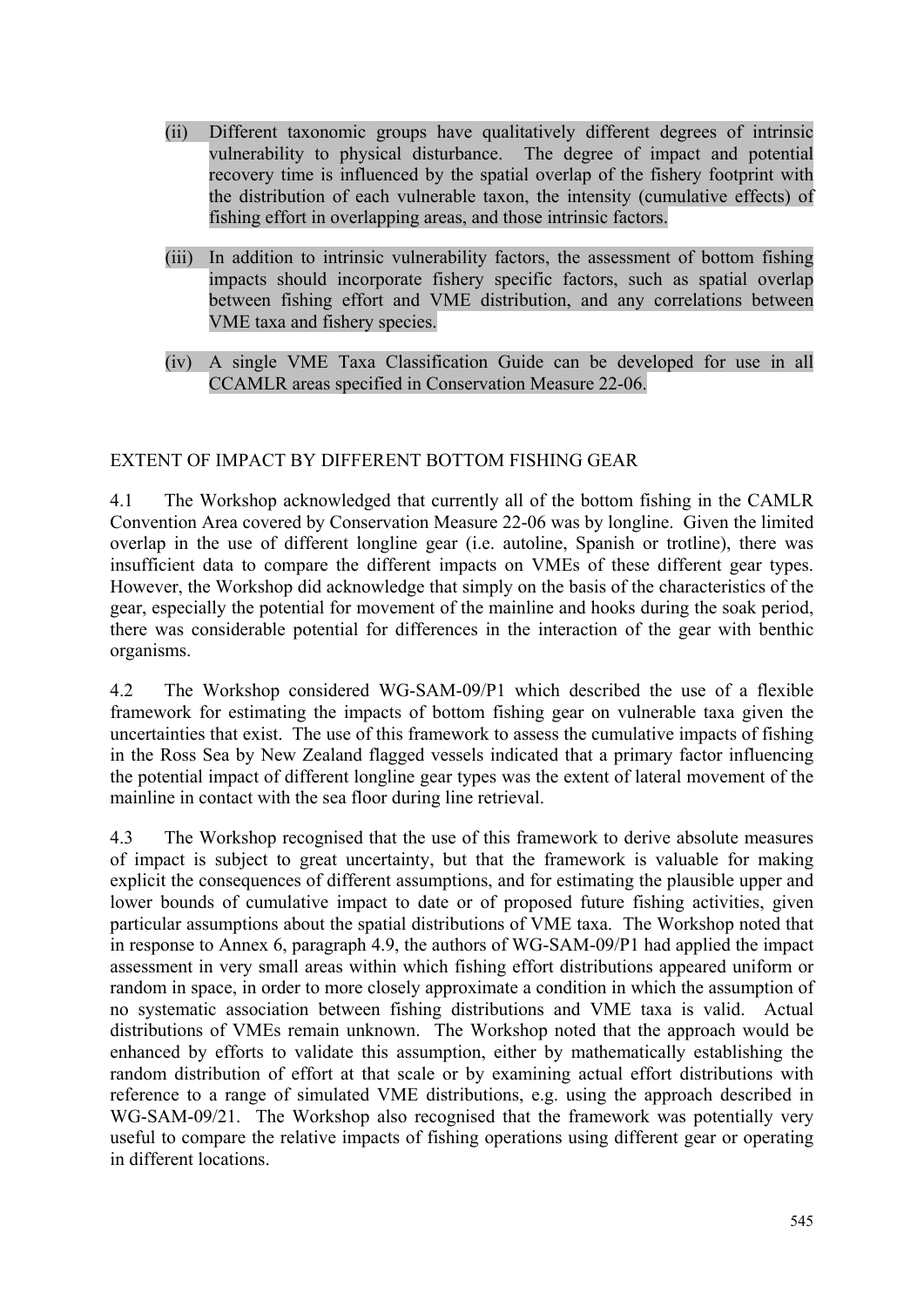(ii) Different taxonomic groups have qualitatively different degrees of intrinsic vulnerability to physical disturbance. The degree of impact and potential recovery time is influenced by the spatial overlap of the fishery footprint with the distribution of each vulnerable taxon, the intensity (cumulative effects) of fishing effort in overlapping areas, and those intrinsic factors.

(iii) In addition to intrinsic vulnerability factors, the assessment of bottom fishing impacts should incorporate fishery specific factors, such as spatial overlap between fishing effort and VME distribution, and any correlations between VME taxa and fishery species.

(iv) A single VME Taxa Classification Guide can be developed for use in all CCAMLR areas specified in Conservation Measure 22-06.

## EXTENT OF IMPACT BY DIFFERENT BOTTOM FISHING GEAR

4.1 The Workshop acknowledged that currently all of the bottom fishing in the CAMLR Convention Area covered by Conservation Measure 22-06 was by longline. Given the limited overlap in the use of different longline gear (i.e. autoline, Spanish or trotline), there was insufficient data to compare the different impacts on VMEs of these different gear types. However, the Workshop did acknowledge that simply on the basis of the characteristics of the gear, especially the potential for movement of the mainline and hooks during the soak period, there was considerable potential for differences in the interaction of the gear with benthic organisms.

4.2 The Workshop considered WG-SAM-09/P1 which described the use of a flexible framework for estimating the impacts of bottom fishing gear on vulnerable taxa given the uncertainties that exist. The use of this framework to assess the cumulative impacts of fishing in the Ross Sea by New Zealand flagged vessels indicated that a primary factor influencing the potential impact of different longline gear types was the extent of lateral movement of the mainline in contact with the sea floor during line retrieval.

4.3 The Workshop recognised that the use of this framework to derive absolute measures of impact is subject to great uncertainty, but that the framework is valuable for making explicit the consequences of different assumptions, and for estimating the plausible upper and lower bounds of cumulative impact to date or of proposed future fishing activities, given particular assumptions about the spatial distributions of VME taxa. The Workshop noted that in response to Annex 6, paragraph 4.9, the authors of WG-SAM-09/P1 had applied the impact assessment in very small areas within which fishing effort distributions appeared uniform or random in space, in order to more closely approximate a condition in which the assumption of no systematic association between fishing distributions and VME taxa is valid. Actual distributions of VMEs remain unknown. The Workshop noted that the approach would be enhanced by efforts to validate this assumption, either by mathematically establishing the random distribution of effort at that scale or by examining actual effort distributions with reference to a range of simulated VME distributions, e.g. using the approach described in WG-SAM-09/21. The Workshop also recognised that the framework was potentially very useful to compare the relative impacts of fishing operations using different gear or operating in different locations.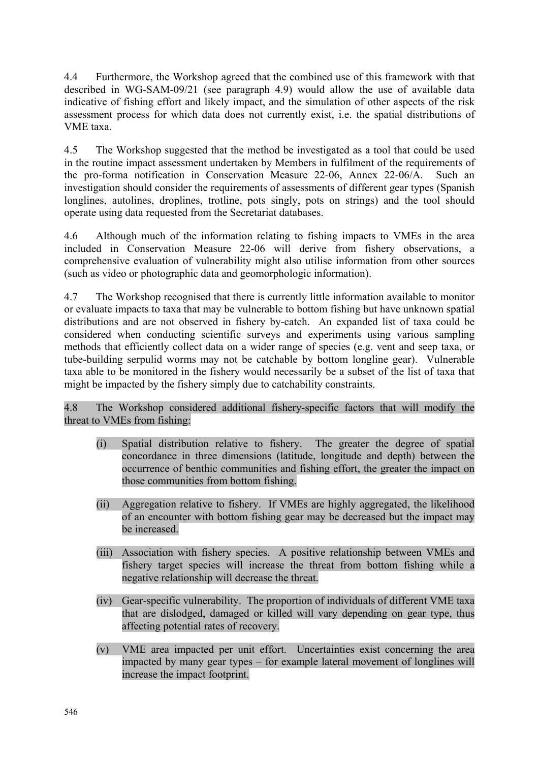4.4 Furthermore, the Workshop agreed that the combined use of this framework with that described in WG-SAM-09/21 (see paragraph 4.9) would allow the use of available data indicative of fishing effort and likely impact, and the simulation of other aspects of the risk assessment process for which data does not currently exist, i.e. the spatial distributions of VME taxa.

4.5 The Workshop suggested that the method be investigated as a tool that could be used in the routine impact assessment undertaken by Members in fulfilment of the requirements of the pro-forma notification in Conservation Measure 22-06, Annex 22-06/A. Such an investigation should consider the requirements of assessments of different gear types (Spanish longlines, autolines, droplines, trotline, pots singly, pots on strings) and the tool should operate using data requested from the Secretariat databases.

4.6 Although much of the information relating to fishing impacts to VMEs in the area included in Conservation Measure 22-06 will derive from fishery observations, a comprehensive evaluation of vulnerability might also utilise information from other sources (such as video or photographic data and geomorphologic information).

4.7 The Workshop recognised that there is currently little information available to monitor or evaluate impacts to taxa that may be vulnerable to bottom fishing but have unknown spatial distributions and are not observed in fishery by-catch. An expanded list of taxa could be considered when conducting scientific surveys and experiments using various sampling methods that efficiently collect data on a wider range of species (e.g. vent and seep taxa, or tube-building serpulid worms may not be catchable by bottom longline gear). Vulnerable taxa able to be monitored in the fishery would necessarily be a subset of the list of taxa that might be impacted by the fishery simply due to catchability constraints.

4.8 The Workshop considered additional fishery-specific factors that will modify the threat to VMEs from fishing:

(i) Spatial distribution relative to fishery. The greater the degree of spatial concordance in three dimensions (latitude, longitude and depth) between the occurrence of benthic communities and fishing effort, the greater the impact on those communities from bottom fishing.

(ii) Aggregation relative to fishery. If VMEs are highly aggregated, the likelihood of an encounter with bottom fishing gear may be decreased but the impact may be increased.

(iii) Association with fishery species. A positive relationship between VMEs and fishery target species will increase the threat from bottom fishing while a negative relationship will decrease the threat.

(iv) Gear-specific vulnerability. The proportion of individuals of different VME taxa that are dislodged, damaged or killed will vary depending on gear type, thus affecting potential rates of recovery.

(v) VME area impacted per unit effort. Uncertainties exist concerning the area impacted by many gear types – for example lateral movement of longlines will increase the impact footprint.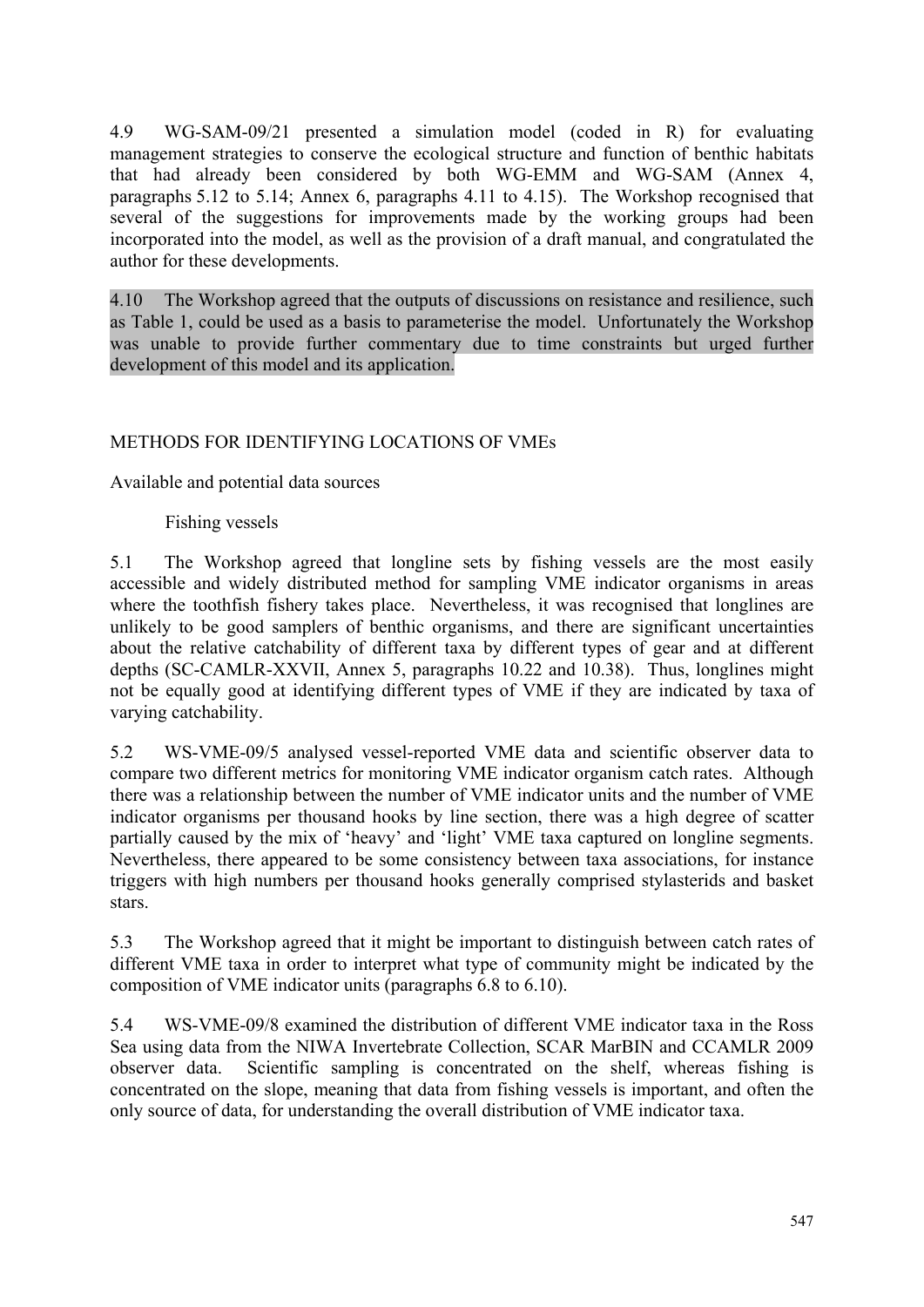4.9 WG-SAM-09/21 presented a simulation model (coded in R) for evaluating management strategies to conserve the ecological structure and function of benthic habitats that had already been considered by both WG-EMM and WG-SAM (Annex 4, paragraphs 5.12 to 5.14; Annex 6, paragraphs 4.11 to 4.15). The Workshop recognised that several of the suggestions for improvements made by the working groups had been incorporated into the model, as well as the provision of a draft manual, and congratulated the author for these developments.

4.10 The Workshop agreed that the outputs of discussions on resistance and resilience, such as Table 1, could be used as a basis to parameterise the model. Unfortunately the Workshop was unable to provide further commentary due to time constraints but urged further development of this model and its application.

## METHODS FOR IDENTIFYING LOCATIONS OF VMEs

### Available and potential data sources

#### Fishing vessels

5.1 The Workshop agreed that longline sets by fishing vessels are the most easily accessible and widely distributed method for sampling VME indicator organisms in areas where the toothfish fishery takes place. Nevertheless, it was recognised that longlines are unlikely to be good samplers of benthic organisms, and there are significant uncertainties about the relative catchability of different taxa by different types of gear and at different depths (SC-CAMLR-XXVII, Annex 5, paragraphs 10.22 and 10.38). Thus, longlines might not be equally good at identifying different types of VME if they are indicated by taxa of varying catchability.

5.2 WS-VME-09/5 analysed vessel-reported VME data and scientific observer data to compare two different metrics for monitoring VME indicator organism catch rates. Although there was a relationship between the number of VME indicator units and the number of VME indicator organisms per thousand hooks by line section, there was a high degree of scatter partially caused by the mix of 'heavy' and 'light' VME taxa captured on longline segments. Nevertheless, there appeared to be some consistency between taxa associations, for instance triggers with high numbers per thousand hooks generally comprised stylasterids and basket stars.

5.3 The Workshop agreed that it might be important to distinguish between catch rates of different VME taxa in order to interpret what type of community might be indicated by the composition of VME indicator units (paragraphs 6.8 to 6.10).

5.4 WS-VME-09/8 examined the distribution of different VME indicator taxa in the Ross Sea using data from the NIWA Invertebrate Collection, SCAR MarBIN and CCAMLR 2009 observer data. Scientific sampling is concentrated on the shelf, whereas fishing is concentrated on the slope, meaning that data from fishing vessels is important, and often the only source of data, for understanding the overall distribution of VME indicator taxa.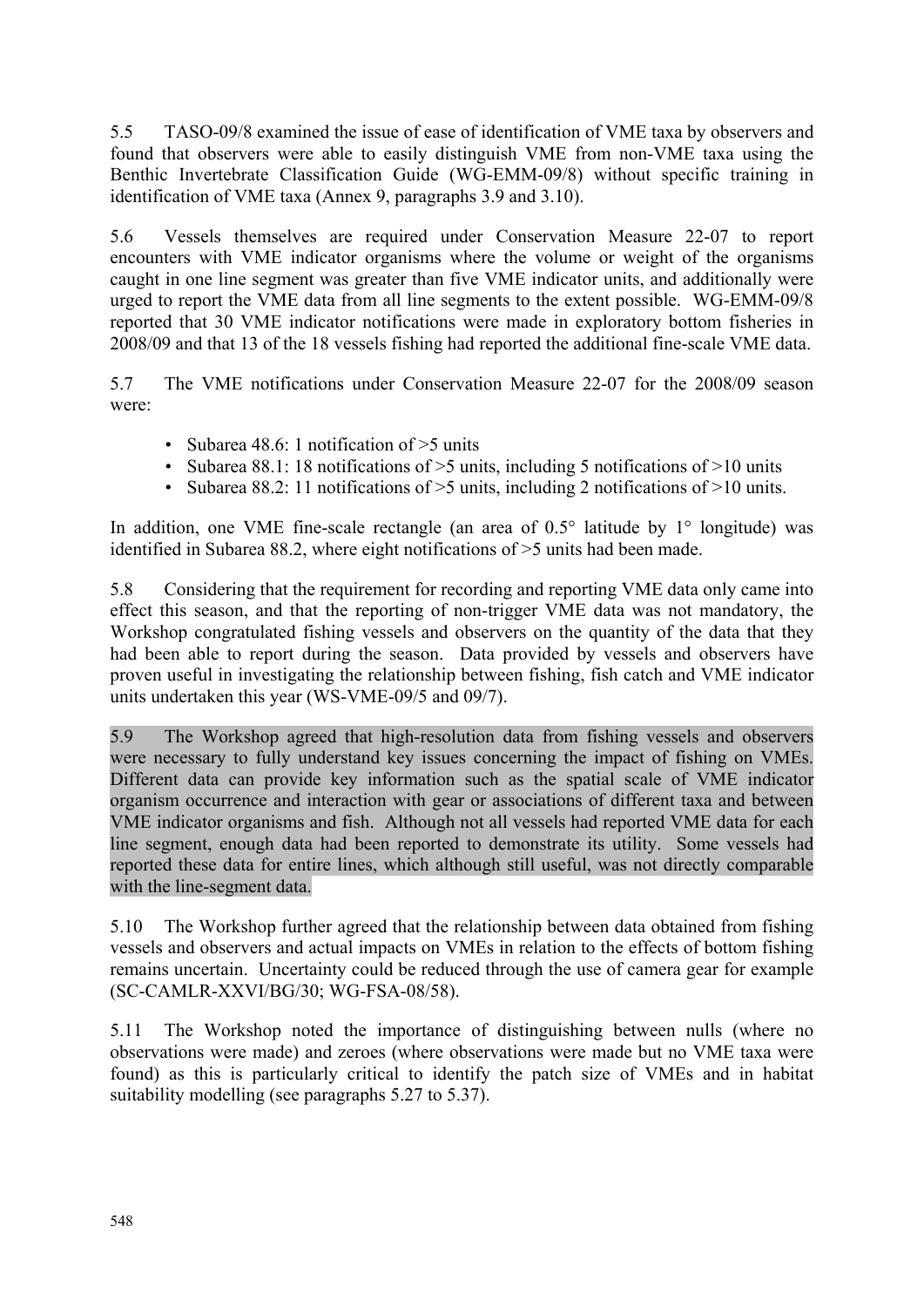5.5 TASO-09/8 examined the issue of ease of identification of VME taxa by observers and found that observers were able to easily distinguish VME from non-VME taxa using the Benthic Invertebrate Classification Guide (WG-EMM-09/8) without specific training in identification of VME taxa (Annex 9, paragraphs 3.9 and 3.10).

5.6 Vessels themselves are required under Conservation Measure 22-07 to report encounters with VME indicator organisms where the volume or weight of the organisms caught in one line segment was greater than five VME indicator units, and additionally were urged to report the VME data from all line segments to the extent possible. WG-EMM-09/8 reported that 30 VME indicator notifications were made in exploratory bottom fisheries in 2008/09 and that 13 of the 18 vessels fishing had reported the additional fine-scale VME data.

5.7 The VME notifications under Conservation Measure 22-07 for the 2008/09 season were:

- Subarea 48.6: 1 notification of >5 units
- Subarea 88.1: 18 notifications of >5 units, including 5 notifications of >10 units
- Subarea 88.2: 11 notifications of >5 units, including 2 notifications of >10 units.

In addition, one VME fine-scale rectangle (an area of 0.5° latitude by 1° longitude) was identified in Subarea 88.2, where eight notifications of >5 units had been made.

5.8 Considering that the requirement for recording and reporting VME data only came into effect this season, and that the reporting of non-trigger VME data was not mandatory, the Workshop congratulated fishing vessels and observers on the quantity of the data that they had been able to report during the season. Data provided by vessels and observers have proven useful in investigating the relationship between fishing, fish catch and VME indicator units undertaken this year (WS-VME-09/5 and 09/7).

5.9 The Workshop agreed that high-resolution data from fishing vessels and observers were necessary to fully understand key issues concerning the impact of fishing on VMEs. Different data can provide key information such as the spatial scale of VME indicator organism occurrence and interaction with gear or associations of different taxa and between VME indicator organisms and fish. Although not all vessels had reported VME data for each line segment, enough data had been reported to demonstrate its utility. Some vessels had reported these data for entire lines, which although still useful, was not directly comparable with the line-segment data.

5.10 The Workshop further agreed that the relationship between data obtained from fishing vessels and observers and actual impacts on VMEs in relation to the effects of bottom fishing remains uncertain. Uncertainty could be reduced through the use of camera gear for example (SC-CAMLR-XXVI/BG/30; WG-FSA-08/58).

5.11 The Workshop noted the importance of distinguishing between nulls (where no observations were made) and zeroes (where observations were made but no VME taxa were found) as this is particularly critical to identify the patch size of VMEs and in habitat suitability modelling (see paragraphs 5.27 to 5.37).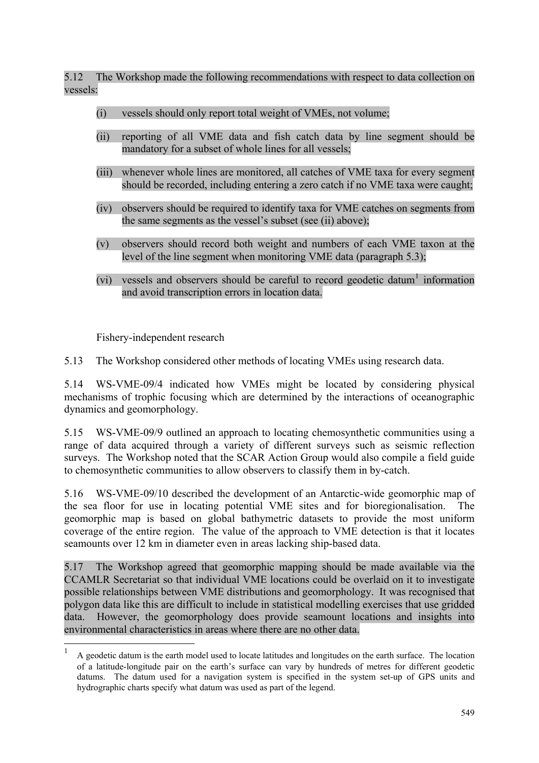5.12 The Workshop made the following recommendations with respect to data collection on vessels:

(i) vessels should only report total weight of VMEs, not volume;

(ii) reporting of all VME data and fish catch data by line segment should be mandatory for a subset of whole lines for all vessels;

(iii) whenever whole lines are monitored, all catches of VME taxa for every segment should be recorded, including entering a zero catch if no VME taxa were caught;

(iv) observers should be required to identify taxa for VME catches on segments from the same segments as the vessel's subset (see (ii) above);

(v) observers should record both weight and numbers of each VME taxon at the level of the line segment when monitoring VME data (paragraph 5.3);

(vi) vessels and observers should be careful to record geodetic datum[1] information and avoid transcription errors in location data.

Fishery-independent research

5.13 The Workshop considered other methods of locating VMEs using research data.

5.14 WS-VME-09/4 indicated how VMEs might be located by considering physical mechanisms of trophic focusing which are determined by the interactions of oceanographic dynamics and geomorphology.

5.15 WS-VME-09/9 outlined an approach to locating chemosynthetic communities using a range of data acquired through a variety of different surveys such as seismic reflection surveys. The Workshop noted that the SCAR Action Group would also compile a field guide to chemosynthetic communities to allow observers to classify them in by-catch.

5.16 WS-VME-09/10 described the development of an Antarctic-wide geomorphic map of the sea floor for use in locating potential VME sites and for bioregionalisation. The geomorphic map is based on global bathymetric datasets to provide the most uniform coverage of the entire region. The value of the approach to VME detection is that it locates seamounts over 12 km in diameter even in areas lacking ship-based data.

5.17 The Workshop agreed that geomorphic mapping should be made available via the CCAMLR Secretariat so that individual VME locations could be overlaid on it to investigate possible relationships between VME distributions and geomorphology. It was recognised that polygon data like this are difficult to include in statistical modelling exercises that use gridded data. However, the geomorphology does provide seamount locations and insights into environmental characteristics in areas where there are no other data.

---

[1] A geodetic datum is the earth model used to locate latitudes and longitudes on the earth surface. The location of a latitude-longitude pair on the earth's surface can vary by hundreds of metres for different geodetic datums. The datum used for a navigation system is specified in the system set-up of GPS units and hydrographic charts specify what datum was used as part of the legend.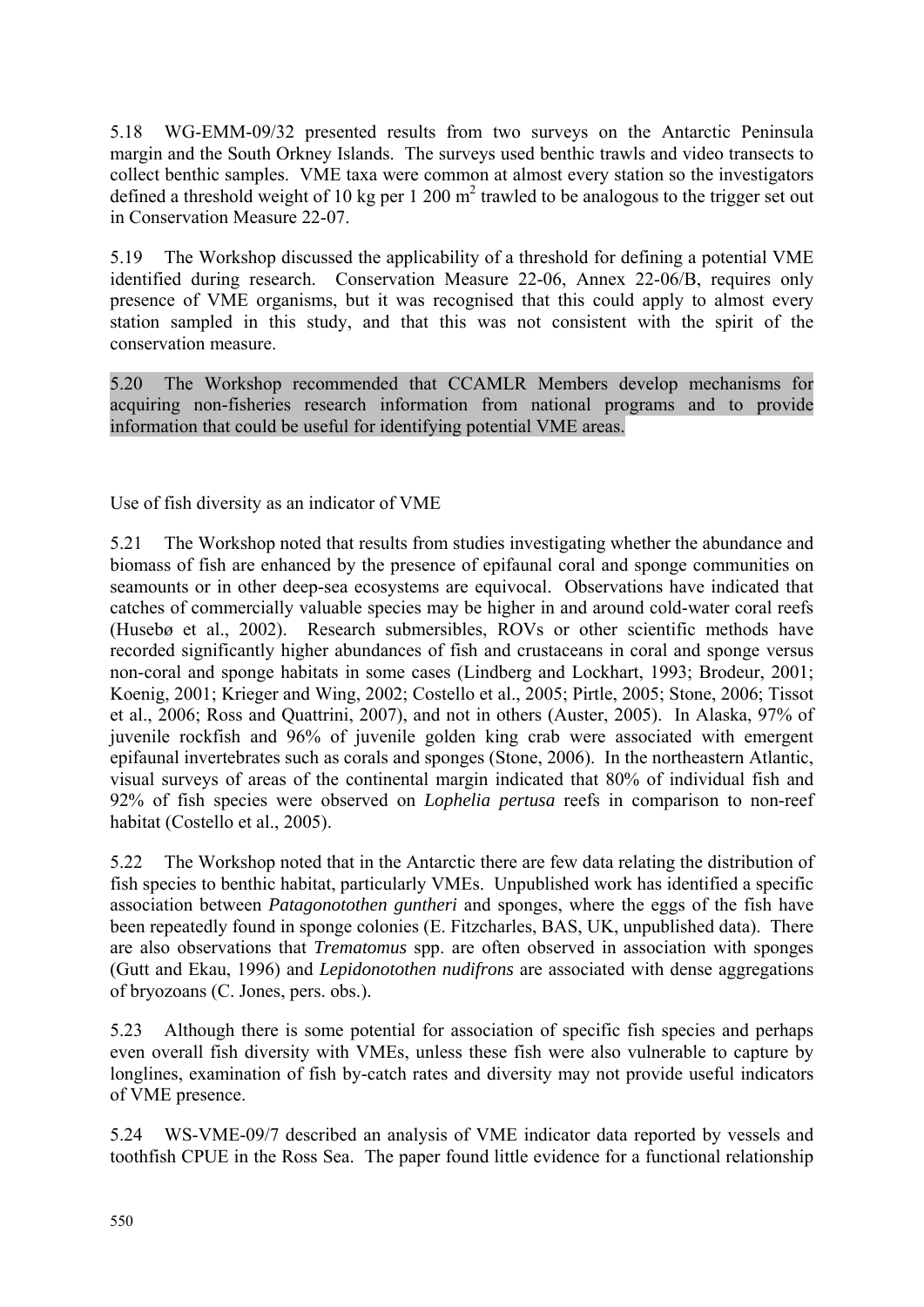5.18 WG-EMM-09/32 presented results from two surveys on the Antarctic Peninsula margin and the South Orkney Islands. The surveys used benthic trawls and video transects to collect benthic samples. VME taxa were common at almost every station so the investigators defined a threshold weight of 10 kg per 1 200 $m^2$ trawled to be analogous to the trigger set out in Conservation Measure 22-07.

5.19 The Workshop discussed the applicability of a threshold for defining a potential VME identified during research. Conservation Measure 22-06, Annex 22-06/B, requires only presence of VME organisms, but it was recognised that this could apply to almost every station sampled in this study, and that this was not consistent with the spirit of the conservation measure.

5.20 The Workshop recommended that CCAMLR Members develop mechanisms for acquiring non-fisheries research information from national programs and to provide information that could be useful for identifying potential VME areas.

Use of fish diversity as an indicator of VME

5.21 The Workshop noted that results from studies investigating whether the abundance and biomass of fish are enhanced by the presence of epifaunal coral and sponge communities on seamounts or in other deep-sea ecosystems are equivocal. Observations have indicated that catches of commercially valuable species may be higher in and around cold-water coral reefs (Husebø et al., 2002). Research submersibles, ROVs or other scientific methods have recorded significantly higher abundances of fish and crustaceans in coral and sponge versus non-coral and sponge habitats in some cases (Lindberg and Lockhart, 1993; Brodeur, 2001; Koenig, 2001; Krieger and Wing, 2002; Costello et al., 2005; Pirtle, 2005; Stone, 2006; Tissot et al., 2006; Ross and Quattrini, 2007), and not in others (Auster, 2005). In Alaska, 97% of juvenile rockfish and 96% of juvenile golden king crab were associated with emergent epifaunal invertebrates such as corals and sponges (Stone, 2006). In the northeastern Atlantic, visual surveys of areas of the continental margin indicated that 80% of individual fish and 92% of fish species were observed on *Lophelia pertusa* reefs in comparison to non-reef habitat (Costello et al., 2005).

5.22 The Workshop noted that in the Antarctic there are few data relating the distribution of fish species to benthic habitat, particularly VMEs. Unpublished work has identified a specific association between *Patagonotothen guntheri* and sponges, where the eggs of the fish have been repeatedly found in sponge colonies (E. Fitzcharles, BAS, UK, unpublished data). There are also observations that *Trematomus* spp. are often observed in association with sponges (Gutt and Ekau, 1996) and *Lepidonotothen nudifrons* are associated with dense aggregations of bryozoans (C. Jones, pers. obs.).

5.23 Although there is some potential for association of specific fish species and perhaps even overall fish diversity with VMEs, unless these fish were also vulnerable to capture by longlines, examination of fish by-catch rates and diversity may not provide useful indicators of VME presence.

5.24 WS-VME-09/7 described an analysis of VME indicator data reported by vessels and toothfish CPUE in the Ross Sea. The paper found little evidence for a functional relationship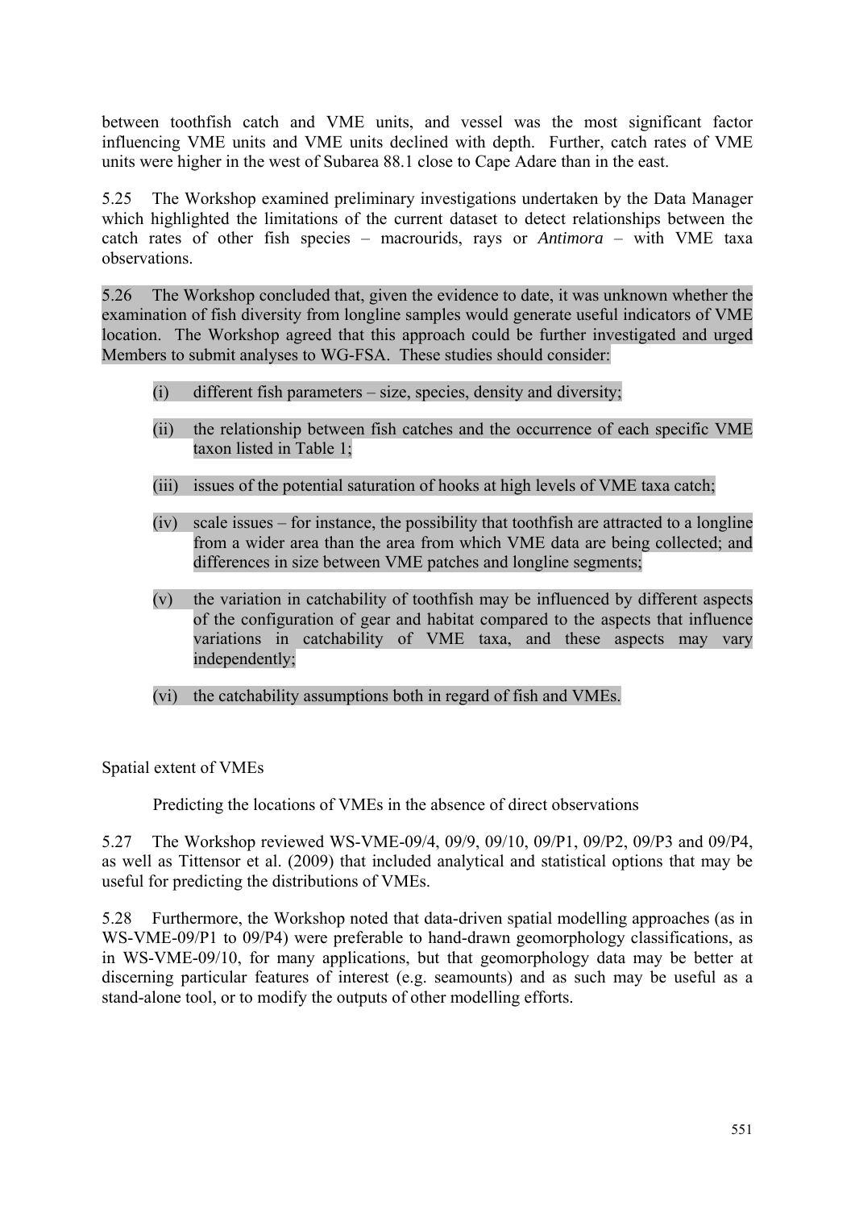between toothfish catch and VME units, and vessel was the most significant factor influencing VME units and VME units declined with depth. Further, catch rates of VME units were higher in the west of Subarea 88.1 close to Cape Adare than in the east.

5.25 The Workshop examined preliminary investigations undertaken by the Data Manager which highlighted the limitations of the current dataset to detect relationships between the catch rates of other fish species – macrourids, rays or *Antimora* – with VME taxa observations.

5.26 The Workshop concluded that, given the evidence to date, it was unknown whether the examination of fish diversity from longline samples would generate useful indicators of VME location. The Workshop agreed that this approach could be further investigated and urged Members to submit analyses to WG-FSA. These studies should consider:

(i) different fish parameters – size, species, density and diversity;

(ii) the relationship between fish catches and the occurrence of each specific VME taxon listed in Table 1;

(iii) issues of the potential saturation of hooks at high levels of VME taxa catch;

(iv) scale issues – for instance, the possibility that toothfish are attracted to a longline from a wider area than the area from which VME data are being collected; and differences in size between VME patches and longline segments;

(v) the variation in catchability of toothfish may be influenced by different aspects of the configuration of gear and habitat compared to the aspects that influence variations in catchability of VME taxa, and these aspects may vary independently;

(vi) the catchability assumptions both in regard of fish and VMEs.

## Spatial extent of VMEs

### Predicting the locations of VMEs in the absence of direct observations

5.27 The Workshop reviewed WS-VME-09/4, 09/9, 09/10, 09/P1, 09/P2, 09/P3 and 09/P4, as well as Tittensor et al. (2009) that included analytical and statistical options that may be useful for predicting the distributions of VMEs.

5.28 Furthermore, the Workshop noted that data-driven spatial modelling approaches (as in WS-VME-09/P1 to 09/P4) were preferable to hand-drawn geomorphology classifications, as in WS-VME-09/10, for many applications, but that geomorphology data may be better at discerning particular features of interest (e.g. seamounts) and as such may be useful as a stand-alone tool, or to modify the outputs of other modelling efforts.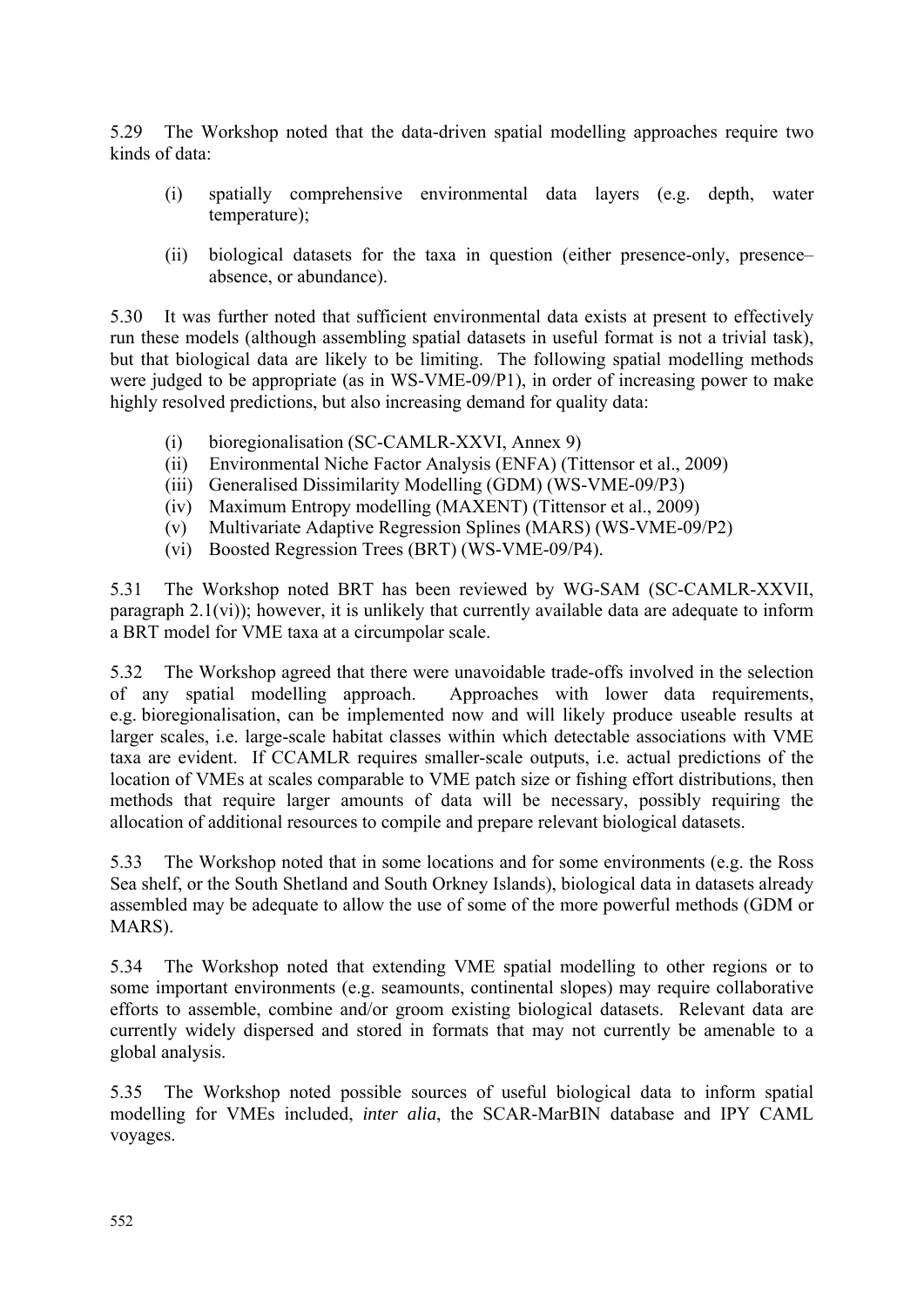5.29 The Workshop noted that the data-driven spatial modelling approaches require two kinds of data:

(i) spatially comprehensive environmental data layers (e.g. depth, water temperature);

(ii) biological datasets for the taxa in question (either presence-only, presence–absence, or abundance).

5.30 It was further noted that sufficient environmental data exists at present to effectively run these models (although assembling spatial datasets in useful format is not a trivial task), but that biological data are likely to be limiting. The following spatial modelling methods were judged to be appropriate (as in WS-VME-09/P1), in order of increasing power to make highly resolved predictions, but also increasing demand for quality data:

(i) bioregionalisation (SC-CAMLR-XXVI, Annex 9)
(ii) Environmental Niche Factor Analysis (ENFA) (Tittensor et al., 2009)
(iii) Generalised Dissimilarity Modelling (GDM) (WS-VME-09/P3)
(iv) Maximum Entropy modelling (MAXENT) (Tittensor et al., 2009)
(v) Multivariate Adaptive Regression Splines (MARS) (WS-VME-09/P2)
(vi) Boosted Regression Trees (BRT) (WS-VME-09/P4).

5.31 The Workshop noted BRT has been reviewed by WG-SAM (SC-CAMLR-XXVII, paragraph 2.1(vi)); however, it is unlikely that currently available data are adequate to inform a BRT model for VME taxa at a circumpolar scale.

5.32 The Workshop agreed that there were unavoidable trade-offs involved in the selection of any spatial modelling approach. Approaches with lower data requirements, e.g. bioregionalisation, can be implemented now and will likely produce useable results at larger scales, i.e. large-scale habitat classes within which detectable associations with VME taxa are evident. If CCAMLR requires smaller-scale outputs, i.e. actual predictions of the location of VMEs at scales comparable to VME patch size or fishing effort distributions, then methods that require larger amounts of data will be necessary, possibly requiring the allocation of additional resources to compile and prepare relevant biological datasets.

5.33 The Workshop noted that in some locations and for some environments (e.g. the Ross Sea shelf, or the South Shetland and South Orkney Islands), biological data in datasets already assembled may be adequate to allow the use of some of the more powerful methods (GDM or MARS).

5.34 The Workshop noted that extending VME spatial modelling to other regions or to some important environments (e.g. seamounts, continental slopes) may require collaborative efforts to assemble, combine and/or groom existing biological datasets. Relevant data are currently widely dispersed and stored in formats that may not currently be amenable to a global analysis.

5.35 The Workshop noted possible sources of useful biological data to inform spatial modelling for VMEs included, *inter alia*, the SCAR-MarBIN database and IPY CAML voyages.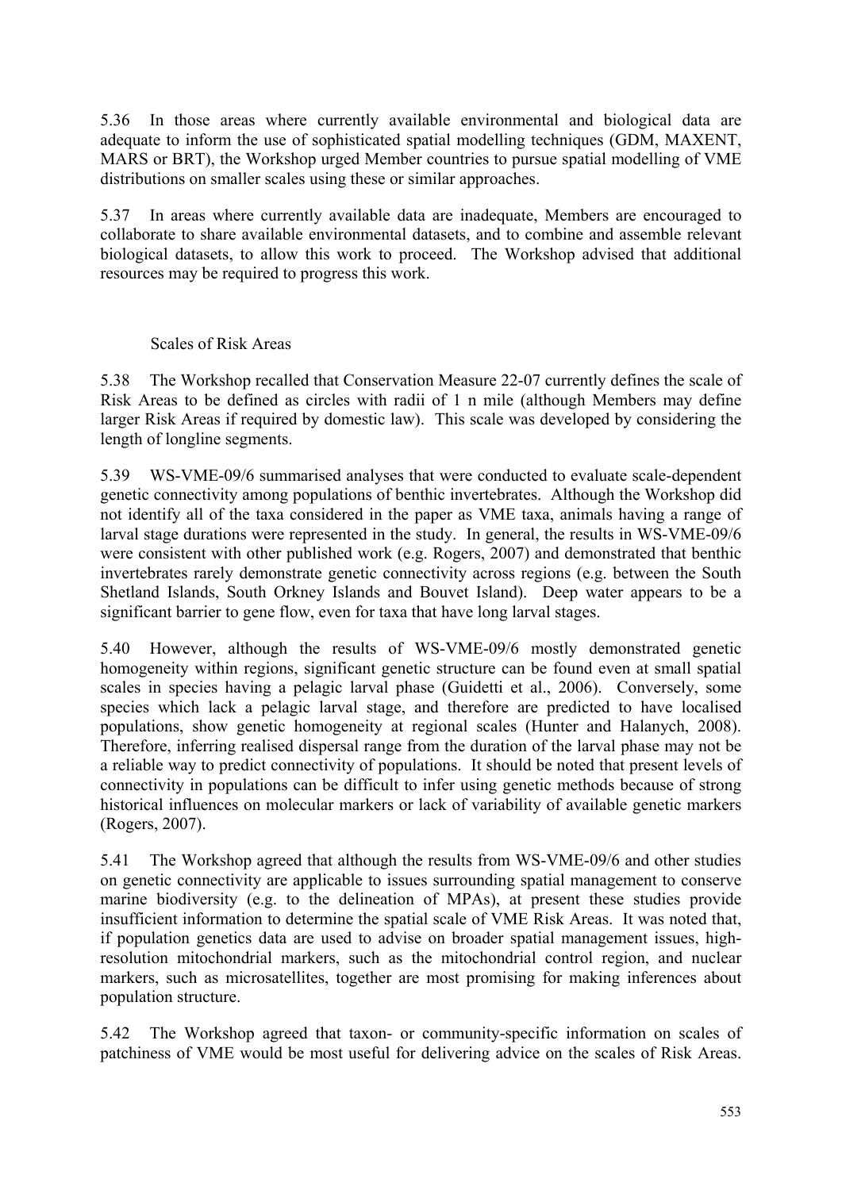5.36 In those areas where currently available environmental and biological data are adequate to inform the use of sophisticated spatial modelling techniques (GDM, MAXENT, MARS or BRT), the Workshop urged Member countries to pursue spatial modelling of VME distributions on smaller scales using these or similar approaches.

5.37 In areas where currently available data are inadequate, Members are encouraged to collaborate to share available environmental datasets, and to combine and assemble relevant biological datasets, to allow this work to proceed. The Workshop advised that additional resources may be required to progress this work.

### Scales of Risk Areas

5.38 The Workshop recalled that Conservation Measure 22-07 currently defines the scale of Risk Areas to be defined as circles with radii of 1 n mile (although Members may define larger Risk Areas if required by domestic law). This scale was developed by considering the length of longline segments.

5.39 WS-VME-09/6 summarised analyses that were conducted to evaluate scale-dependent genetic connectivity among populations of benthic invertebrates. Although the Workshop did not identify all of the taxa considered in the paper as VME taxa, animals having a range of larval stage durations were represented in the study. In general, the results in WS-VME-09/6 were consistent with other published work (e.g. Rogers, 2007) and demonstrated that benthic invertebrates rarely demonstrate genetic connectivity across regions (e.g. between the South Shetland Islands, South Orkney Islands and Bouvet Island). Deep water appears to be a significant barrier to gene flow, even for taxa that have long larval stages.

5.40 However, although the results of WS-VME-09/6 mostly demonstrated genetic homogeneity within regions, significant genetic structure can be found even at small spatial scales in species having a pelagic larval phase (Guidetti et al., 2006). Conversely, some species which lack a pelagic larval stage, and therefore are predicted to have localised populations, show genetic homogeneity at regional scales (Hunter and Halanych, 2008). Therefore, inferring realised dispersal range from the duration of the larval phase may not be a reliable way to predict connectivity of populations. It should be noted that present levels of connectivity in populations can be difficult to infer using genetic methods because of strong historical influences on molecular markers or lack of variability of available genetic markers (Rogers, 2007).

5.41 The Workshop agreed that although the results from WS-VME-09/6 and other studies on genetic connectivity are applicable to issues surrounding spatial management to conserve marine biodiversity (e.g. to the delineation of MPAs), at present these studies provide insufficient information to determine the spatial scale of VME Risk Areas. It was noted that, if population genetics data are used to advise on broader spatial management issues, high-resolution mitochondrial markers, such as the mitochondrial control region, and nuclear markers, such as microsatellites, together are most promising for making inferences about population structure.

5.42 The Workshop agreed that taxon- or community-specific information on scales of patchiness of VME would be most useful for delivering advice on the scales of Risk Areas.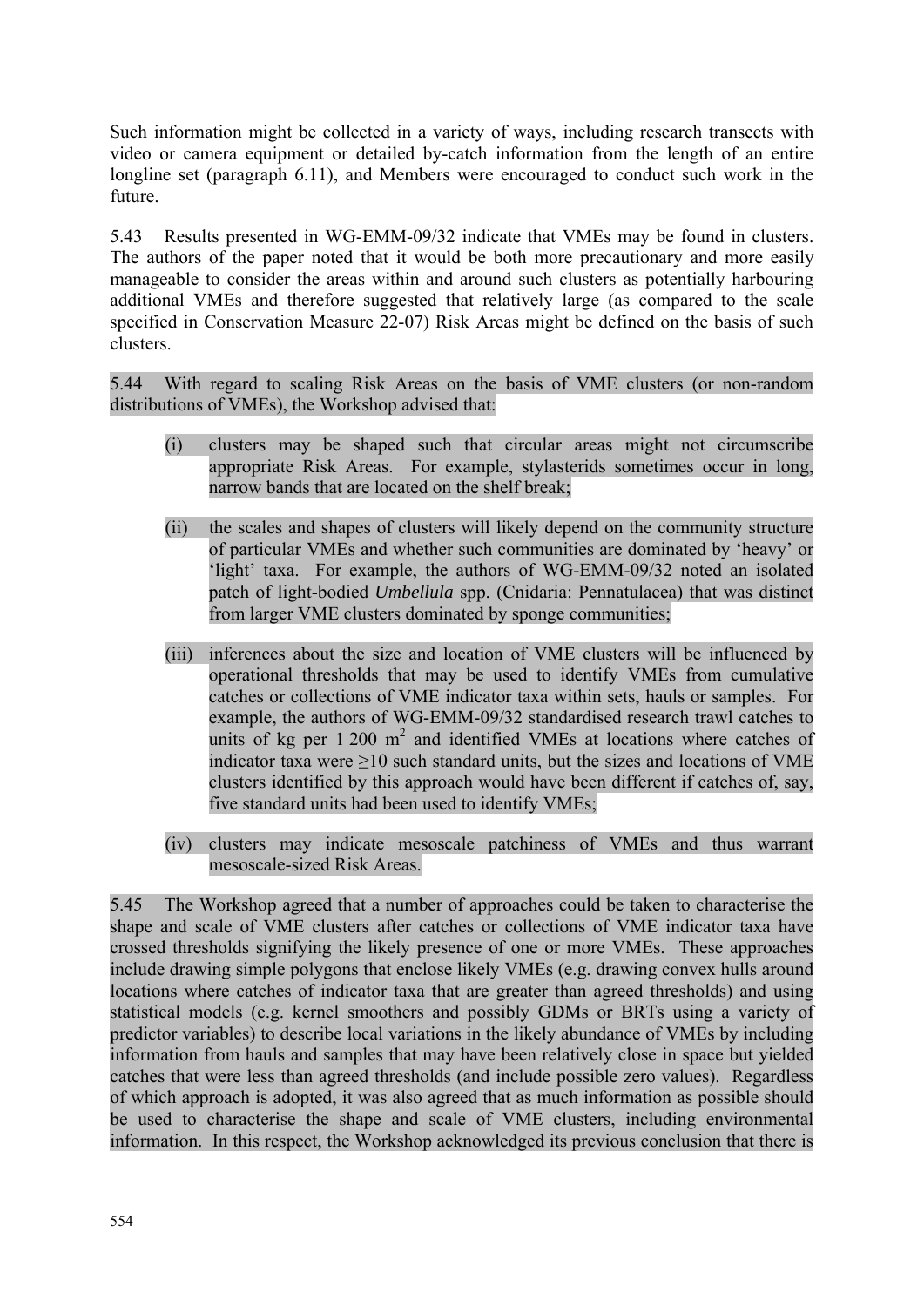Such information might be collected in a variety of ways, including research transects with video or camera equipment or detailed by-catch information from the length of an entire longline set (paragraph 6.11), and Members were encouraged to conduct such work in the future.

5.43 Results presented in WG-EMM-09/32 indicate that VMEs may be found in clusters. The authors of the paper noted that it would be both more precautionary and more easily manageable to consider the areas within and around such clusters as potentially harbouring additional VMEs and therefore suggested that relatively large (as compared to the scale specified in Conservation Measure 22-07) Risk Areas might be defined on the basis of such clusters.

5.44 With regard to scaling Risk Areas on the basis of VME clusters (or non-random distributions of VMEs), the Workshop advised that:

(i) clusters may be shaped such that circular areas might not circumscribe appropriate Risk Areas. For example, stylasterids sometimes occur in long, narrow bands that are located on the shelf break;

(ii) the scales and shapes of clusters will likely depend on the community structure of particular VMEs and whether such communities are dominated by 'heavy' or 'light' taxa. For example, the authors of WG-EMM-09/32 noted an isolated patch of light-bodied *Umbellula* spp. (Cnidaria: Pennatulacea) that was distinct from larger VME clusters dominated by sponge communities;

(iii) inferences about the size and location of VME clusters will be influenced by operational thresholds that may be used to identify VMEs from cumulative catches or collections of VME indicator taxa within sets, hauls or samples. For example, the authors of WG-EMM-09/32 standardised research trawl catches to units of kg per 1 200 $m^2$ and identified VMEs at locations where catches of indicator taxa were $\geq$10 such standard units, but the sizes and locations of VME clusters identified by this approach would have been different if catches of, say, five standard units had been used to identify VMEs;

(iv) clusters may indicate mesoscale patchiness of VMEs and thus warrant mesoscale-sized Risk Areas.

5.45 The Workshop agreed that a number of approaches could be taken to characterise the shape and scale of VME clusters after catches or collections of VME indicator taxa have crossed thresholds signifying the likely presence of one or more VMEs. These approaches include drawing simple polygons that enclose likely VMEs (e.g. drawing convex hulls around locations where catches of indicator taxa that are greater than agreed thresholds) and using statistical models (e.g. kernel smoothers and possibly GDMs or BRTs using a variety of predictor variables) to describe local variations in the likely abundance of VMEs by including information from hauls and samples that may have been relatively close in space but yielded catches that were less than agreed thresholds (and include possible zero values). Regardless of which approach is adopted, it was also agreed that as much information as possible should be used to characterise the shape and scale of VME clusters, including environmental information. In this respect, the Workshop acknowledged its previous conclusion that there is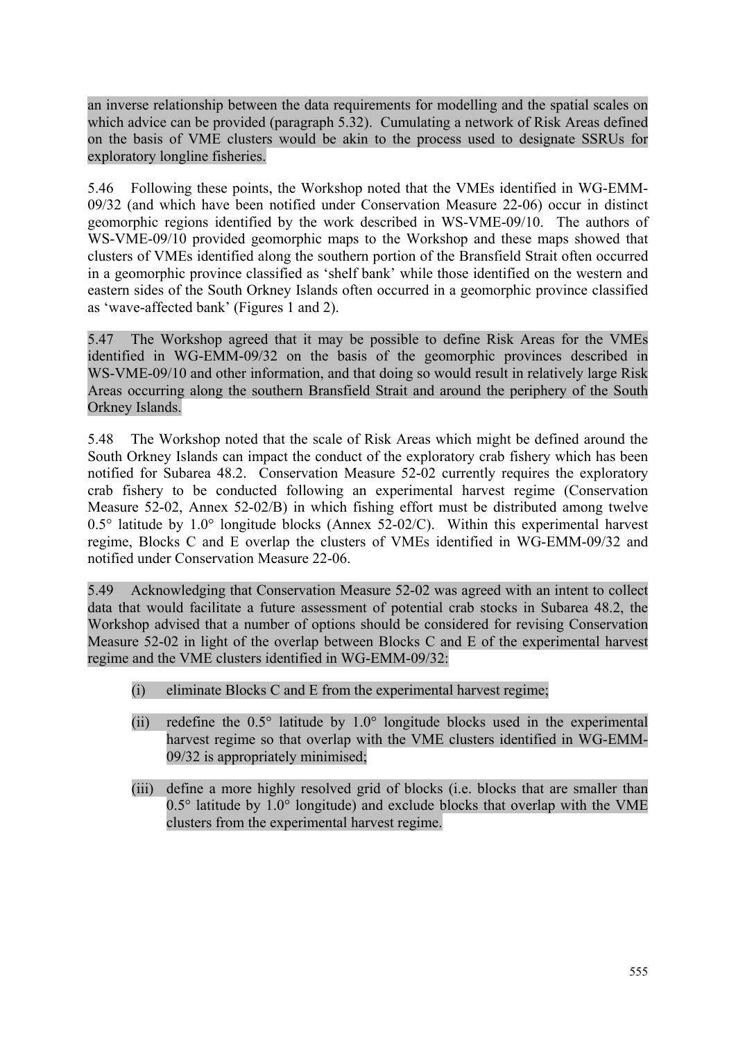an inverse relationship between the data requirements for modelling and the spatial scales on which advice can be provided (paragraph 5.32). Cumulating a network of Risk Areas defined on the basis of VME clusters would be akin to the process used to designate SSRUs for exploratory longline fisheries.

5.46 Following these points, the Workshop noted that the VMEs identified in WG-EMM-09/32 (and which have been notified under Conservation Measure 22-06) occur in distinct geomorphic regions identified by the work described in WS-VME-09/10. The authors of WS-VME-09/10 provided geomorphic maps to the Workshop and these maps showed that clusters of VMEs identified along the southern portion of the Bransfield Strait often occurred in a geomorphic province classified as 'shelf bank' while those identified on the western and eastern sides of the South Orkney Islands often occurred in a geomorphic province classified as 'wave-affected bank' (Figures 1 and 2).

5.47 The Workshop agreed that it may be possible to define Risk Areas for the VMEs identified in WG-EMM-09/32 on the basis of the geomorphic provinces described in WS-VME-09/10 and other information, and that doing so would result in relatively large Risk Areas occurring along the southern Bransfield Strait and around the periphery of the South Orkney Islands.

5.48 The Workshop noted that the scale of Risk Areas which might be defined around the South Orkney Islands can impact the conduct of the exploratory crab fishery which has been notified for Subarea 48.2. Conservation Measure 52-02 currently requires the exploratory crab fishery to be conducted following an experimental harvest regime (Conservation Measure 52-02, Annex 52-02/B) in which fishing effort must be distributed among twelve 0.5° latitude by 1.0° longitude blocks (Annex 52-02/C). Within this experimental harvest regime, Blocks C and E overlap the clusters of VMEs identified in WG-EMM-09/32 and notified under Conservation Measure 22-06.

5.49 Acknowledging that Conservation Measure 52-02 was agreed with an intent to collect data that would facilitate a future assessment of potential crab stocks in Subarea 48.2, the Workshop advised that a number of options should be considered for revising Conservation Measure 52-02 in light of the overlap between Blocks C and E of the experimental harvest regime and the VME clusters identified in WG-EMM-09/32:

(i) eliminate Blocks C and E from the experimental harvest regime;

(ii) redefine the 0.5° latitude by 1.0° longitude blocks used in the experimental harvest regime so that overlap with the VME clusters identified in WG-EMM-09/32 is appropriately minimised;

(iii) define a more highly resolved grid of blocks (i.e. blocks that are smaller than 0.5° latitude by 1.0° longitude) and exclude blocks that overlap with the VME clusters from the experimental harvest regime.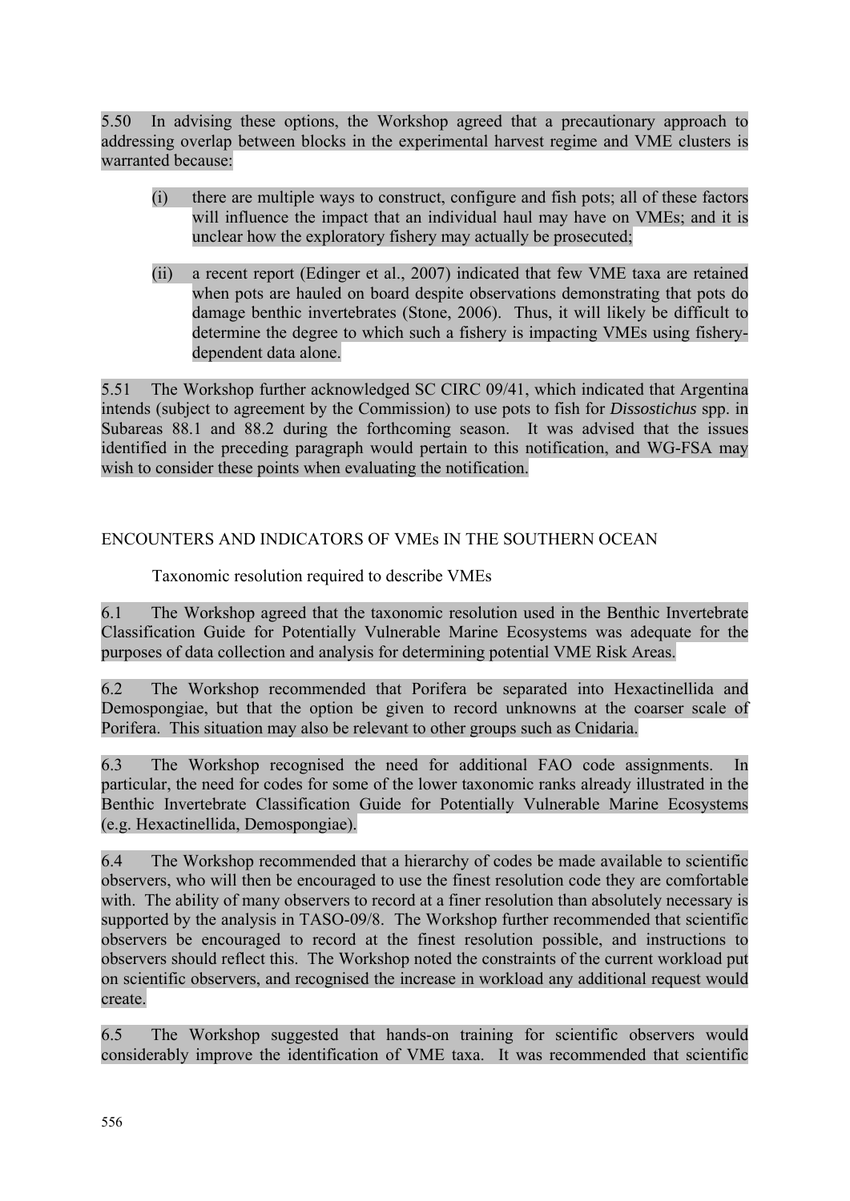5.50 In advising these options, the Workshop agreed that a precautionary approach to addressing overlap between blocks in the experimental harvest regime and VME clusters is warranted because:

(i) there are multiple ways to construct, configure and fish pots; all of these factors will influence the impact that an individual haul may have on VMEs; and it is unclear how the exploratory fishery may actually be prosecuted;

(ii) a recent report (Edinger et al., 2007) indicated that few VME taxa are retained when pots are hauled on board despite observations demonstrating that pots do damage benthic invertebrates (Stone, 2006). Thus, it will likely be difficult to determine the degree to which such a fishery is impacting VMEs using fishery-dependent data alone.

5.51 The Workshop further acknowledged SC CIRC 09/41, which indicated that Argentina intends (subject to agreement by the Commission) to use pots to fish for *Dissostichus* spp. in Subareas 88.1 and 88.2 during the forthcoming season. It was advised that the issues identified in the preceding paragraph would pertain to this notification, and WG-FSA may wish to consider these points when evaluating the notification.

## ENCOUNTERS AND INDICATORS OF VMEs IN THE SOUTHERN OCEAN

### Taxonomic resolution required to describe VMEs

6.1 The Workshop agreed that the taxonomic resolution used in the Benthic Invertebrate Classification Guide for Potentially Vulnerable Marine Ecosystems was adequate for the purposes of data collection and analysis for determining potential VME Risk Areas.

6.2 The Workshop recommended that Porifera be separated into Hexactinellida and Demospongiae, but that the option be given to record unknowns at the coarser scale of Porifera. This situation may also be relevant to other groups such as Cnidaria.

6.3 The Workshop recognised the need for additional FAO code assignments. In particular, the need for codes for some of the lower taxonomic ranks already illustrated in the Benthic Invertebrate Classification Guide for Potentially Vulnerable Marine Ecosystems (e.g. Hexactinellida, Demospongiae).

6.4 The Workshop recommended that a hierarchy of codes be made available to scientific observers, who will then be encouraged to use the finest resolution code they are comfortable with. The ability of many observers to record at a finer resolution than absolutely necessary is supported by the analysis in TASO-09/8. The Workshop further recommended that scientific observers be encouraged to record at the finest resolution possible, and instructions to observers should reflect this. The Workshop noted the constraints of the current workload put on scientific observers, and recognised the increase in workload any additional request would create.

6.5 The Workshop suggested that hands-on training for scientific observers would considerably improve the identification of VME taxa. It was recommended that scientific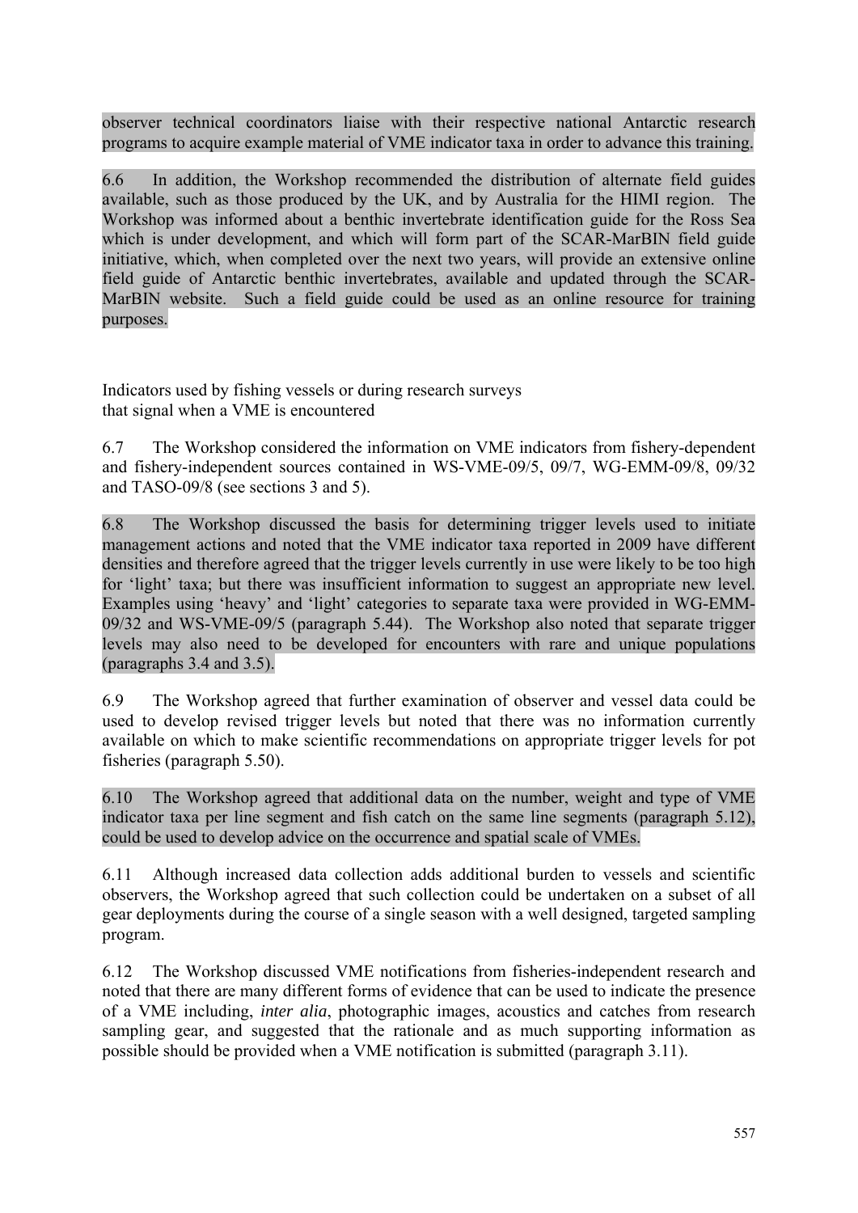observer technical coordinators liaise with their respective national Antarctic research programs to acquire example material of VME indicator taxa in order to advance this training.

6.6 In addition, the Workshop recommended the distribution of alternate field guides available, such as those produced by the UK, and by Australia for the HIMI region. The Workshop was informed about a benthic invertebrate identification guide for the Ross Sea which is under development, and which will form part of the SCAR-MarBIN field guide initiative, which, when completed over the next two years, will provide an extensive online field guide of Antarctic benthic invertebrates, available and updated through the SCAR-MarBIN website. Such a field guide could be used as an online resource for training purposes.

Indicators used by fishing vessels or during research surveys
that signal when a VME is encountered

6.7 The Workshop considered the information on VME indicators from fishery-dependent and fishery-independent sources contained in WS-VME-09/5, 09/7, WG-EMM-09/8, 09/32 and TASO-09/8 (see sections 3 and 5).

6.8 The Workshop discussed the basis for determining trigger levels used to initiate management actions and noted that the VME indicator taxa reported in 2009 have different densities and therefore agreed that the trigger levels currently in use were likely to be too high for 'light' taxa; but there was insufficient information to suggest an appropriate new level. Examples using 'heavy' and 'light' categories to separate taxa were provided in WG-EMM-09/32 and WS-VME-09/5 (paragraph 5.44). The Workshop also noted that separate trigger levels may also need to be developed for encounters with rare and unique populations (paragraphs 3.4 and 3.5).

6.9 The Workshop agreed that further examination of observer and vessel data could be used to develop revised trigger levels but noted that there was no information currently available on which to make scientific recommendations on appropriate trigger levels for pot fisheries (paragraph 5.50).

6.10 The Workshop agreed that additional data on the number, weight and type of VME indicator taxa per line segment and fish catch on the same line segments (paragraph 5.12), could be used to develop advice on the occurrence and spatial scale of VMEs.

6.11 Although increased data collection adds additional burden to vessels and scientific observers, the Workshop agreed that such collection could be undertaken on a subset of all gear deployments during the course of a single season with a well designed, targeted sampling program.

6.12 The Workshop discussed VME notifications from fisheries-independent research and noted that there are many different forms of evidence that can be used to indicate the presence of a VME including, *inter alia*, photographic images, acoustics and catches from research sampling gear, and suggested that the rationale and as much supporting information as possible should be provided when a VME notification is submitted (paragraph 3.11).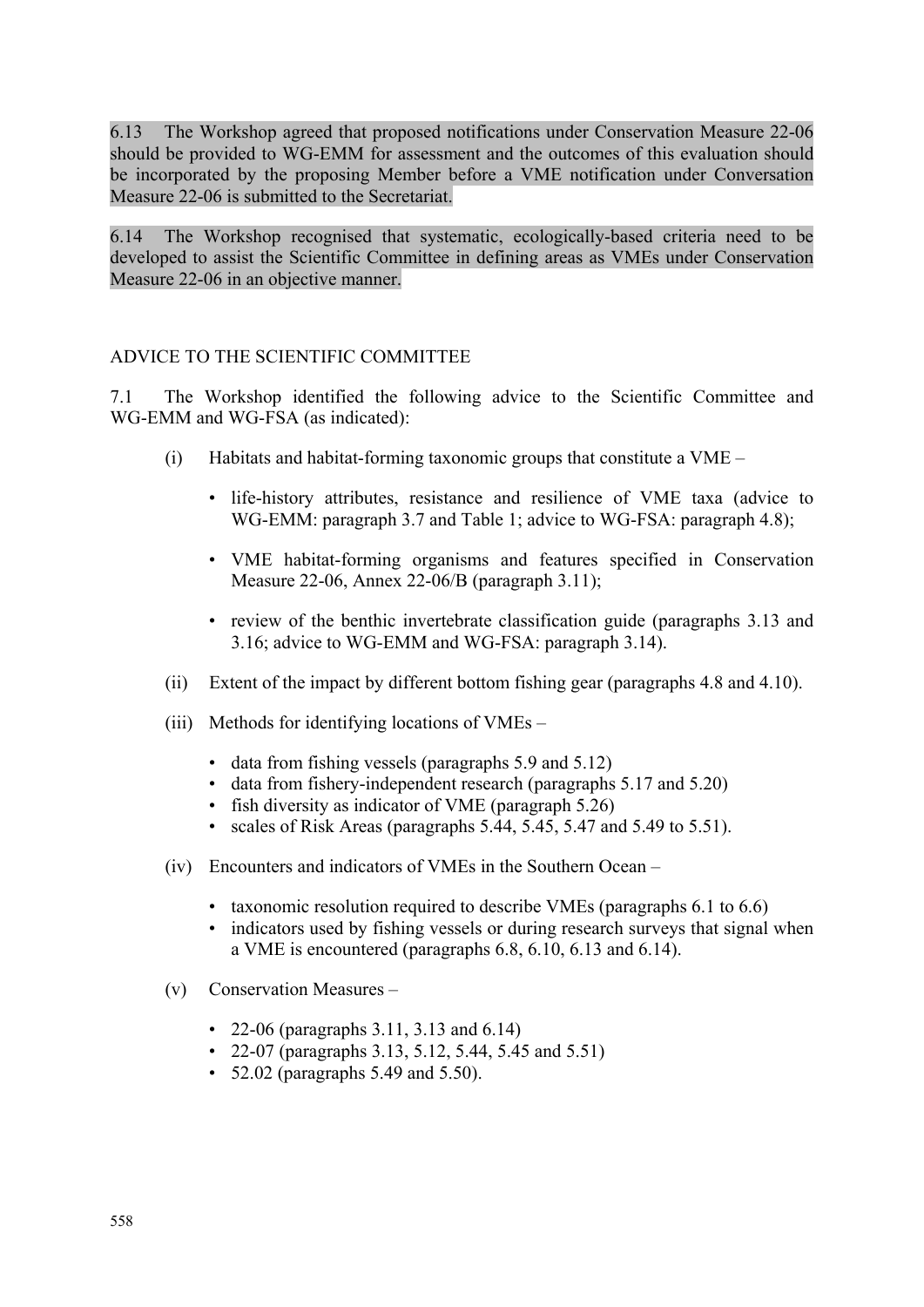6.13 The Workshop agreed that proposed notifications under Conservation Measure 22-06 should be provided to WG-EMM for assessment and the outcomes of this evaluation should be incorporated by the proposing Member before a VME notification under Conversation Measure 22-06 is submitted to the Secretariat.

6.14 The Workshop recognised that systematic, ecologically-based criteria need to be developed to assist the Scientific Committee in defining areas as VMEs under Conservation Measure 22-06 in an objective manner.

## ADVICE TO THE SCIENTIFIC COMMITTEE

7.1 The Workshop identified the following advice to the Scientific Committee and WG-EMM and WG-FSA (as indicated):

(i) Habitats and habitat-forming taxonomic groups that constitute a VME –

- life-history attributes, resistance and resilience of VME taxa (advice to WG-EMM: paragraph 3.7 and Table 1; advice to WG-FSA: paragraph 4.8);
- VME habitat-forming organisms and features specified in Conservation Measure 22-06, Annex 22-06/B (paragraph 3.11);
- review of the benthic invertebrate classification guide (paragraphs 3.13 and 3.16; advice to WG-EMM and WG-FSA: paragraph 3.14).

(ii) Extent of the impact by different bottom fishing gear (paragraphs 4.8 and 4.10).

(iii) Methods for identifying locations of VMEs –

- data from fishing vessels (paragraphs 5.9 and 5.12)
- data from fishery-independent research (paragraphs 5.17 and 5.20)
- fish diversity as indicator of VME (paragraph 5.26)
- scales of Risk Areas (paragraphs 5.44, 5.45, 5.47 and 5.49 to 5.51).

(iv) Encounters and indicators of VMEs in the Southern Ocean –

- taxonomic resolution required to describe VMEs (paragraphs 6.1 to 6.6)
- indicators used by fishing vessels or during research surveys that signal when a VME is encountered (paragraphs 6.8, 6.10, 6.13 and 6.14).

(v) Conservation Measures –

- 22-06 (paragraphs 3.11, 3.13 and 6.14)
- 22-07 (paragraphs 3.13, 5.12, 5.44, 5.45 and 5.51)
- 52.02 (paragraphs 5.49 and 5.50).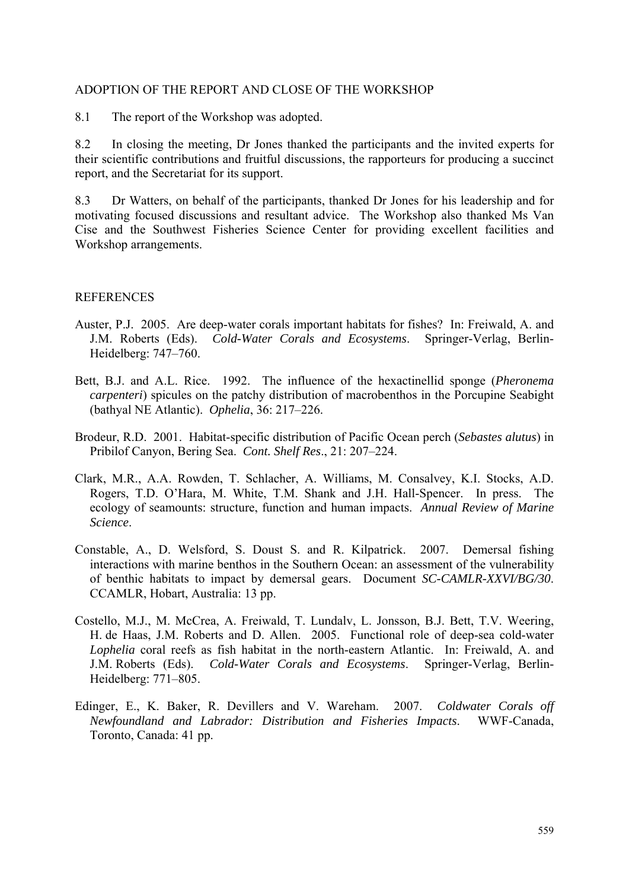## ADOPTION OF THE REPORT AND CLOSE OF THE WORKSHOP

8.1 The report of the Workshop was adopted.

8.2 In closing the meeting, Dr Jones thanked the participants and the invited experts for their scientific contributions and fruitful discussions, the rapporteurs for producing a succinct report, and the Secretariat for its support.

8.3 Dr Watters, on behalf of the participants, thanked Dr Jones for his leadership and for motivating focused discussions and resultant advice. The Workshop also thanked Ms Van Cise and the Southwest Fisheries Science Center for providing excellent facilities and Workshop arrangements.

## REFERENCES

Auster, P.J. 2005. Are deep-water corals important habitats for fishes? In: Freiwald, A. and J.M. Roberts (Eds). *Cold-Water Corals and Ecosystems*. Springer-Verlag, Berlin-Heidelberg: 747–760.

Bett, B.J. and A.L. Rice. 1992. The influence of the hexactinellid sponge (*Pheronema carpenteri*) spicules on the patchy distribution of macrobenthos in the Porcupine Seabight (bathyal NE Atlantic). *Ophelia*, 36: 217–226.

Brodeur, R.D. 2001. Habitat-specific distribution of Pacific Ocean perch (*Sebastes alutus*) in Pribilof Canyon, Bering Sea. *Cont. Shelf Res*., 21: 207–224.

Clark, M.R., A.A. Rowden, T. Schlacher, A. Williams, M. Consalvey, K.I. Stocks, A.D. Rogers, T.D. O'Hara, M. White, T.M. Shank and J.H. Hall-Spencer. In press. The ecology of seamounts: structure, function and human impacts. *Annual Review of Marine Science*.

Constable, A., D. Welsford, S. Doust S. and R. Kilpatrick. 2007. Demersal fishing interactions with marine benthos in the Southern Ocean: an assessment of the vulnerability of benthic habitats to impact by demersal gears. Document *SC-CAMLR-XXVI/BG/30*. CCAMLR, Hobart, Australia: 13 pp.

Costello, M.J., M. McCrea, A. Freiwald, T. Lundalv, L. Jonsson, B.J. Bett, T.V. Weering, H. de Haas, J.M. Roberts and D. Allen. 2005. Functional role of deep-sea cold-water *Lophelia* coral reefs as fish habitat in the north-eastern Atlantic. In: Freiwald, A. and J.M. Roberts (Eds). *Cold-Water Corals and Ecosystems*. Springer-Verlag, Berlin-Heidelberg: 771–805.

Edinger, E., K. Baker, R. Devillers and V. Wareham. 2007. *Coldwater Corals off Newfoundland and Labrador: Distribution and Fisheries Impacts*. WWF-Canada, Toronto, Canada: 41 pp.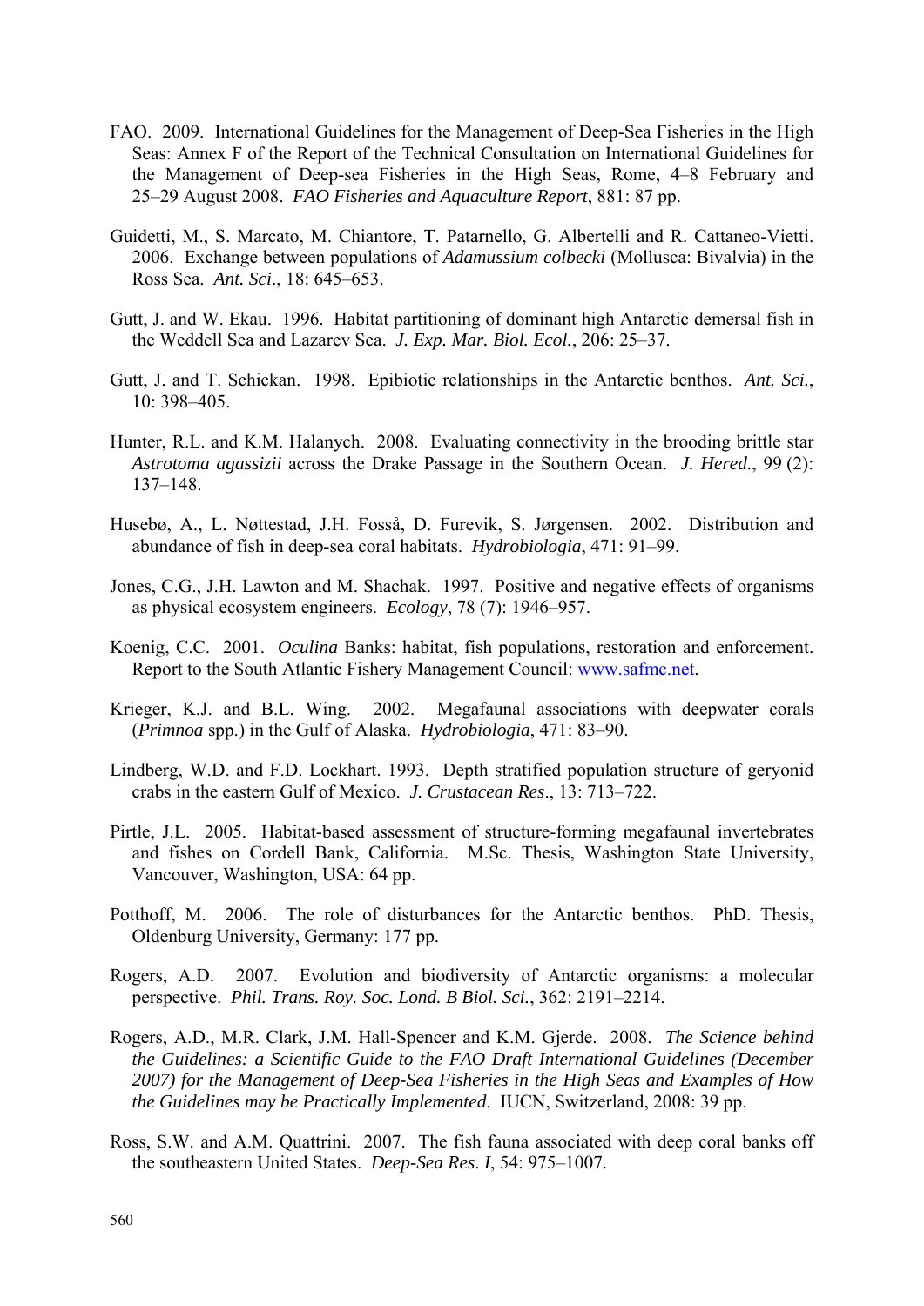FAO. 2009. International Guidelines for the Management of Deep-Sea Fisheries in the High Seas: Annex F of the Report of the Technical Consultation on International Guidelines for the Management of Deep-sea Fisheries in the High Seas, Rome, 4–8 February and 25–29 August 2008. *FAO Fisheries and Aquaculture Report*, 881: 87 pp.

Guidetti, M., S. Marcato, M. Chiantore, T. Patarnello, G. Albertelli and R. Cattaneo-Vietti. 2006. Exchange between populations of *Adamussium colbecki* (Mollusca: Bivalvia) in the Ross Sea. *Ant. Sci*., 18: 645–653.

Gutt, J. and W. Ekau. 1996. Habitat partitioning of dominant high Antarctic demersal fish in the Weddell Sea and Lazarev Sea. *J. Exp. Mar. Biol. Ecol.*, 206: 25–37.

Gutt, J. and T. Schickan. 1998. Epibiotic relationships in the Antarctic benthos. *Ant. Sci.*, 10: 398–405.

Hunter, R.L. and K.M. Halanych. 2008. Evaluating connectivity in the brooding brittle star *Astrotoma agassizii* across the Drake Passage in the Southern Ocean. *J. Hered.*, 99 (2): 137–148.

Husebø, A., L. Nøttestad, J.H. Fosså, D. Furevik, S. Jørgensen. 2002. Distribution and abundance of fish in deep-sea coral habitats. *Hydrobiologia*, 471: 91–99.

Jones, C.G., J.H. Lawton and M. Shachak. 1997. Positive and negative effects of organisms as physical ecosystem engineers. *Ecology*, 78 (7): 1946–957.

Koenig, C.C. 2001. *Oculina* Banks: habitat, fish populations, restoration and enforcement. Report to the South Atlantic Fishery Management Council: www.safmc.net.

Krieger, K.J. and B.L. Wing. 2002. Megafaunal associations with deepwater corals (*Primnoa* spp.) in the Gulf of Alaska. *Hydrobiologia*, 471: 83–90.

Lindberg, W.D. and F.D. Lockhart. 1993. Depth stratified population structure of geryonid crabs in the eastern Gulf of Mexico. *J. Crustacean Res*., 13: 713–722.

Pirtle, J.L. 2005. Habitat-based assessment of structure-forming megafaunal invertebrates and fishes on Cordell Bank, California. M.Sc. Thesis, Washington State University, Vancouver, Washington, USA: 64 pp.

Potthoff, M. 2006. The role of disturbances for the Antarctic benthos. PhD. Thesis, Oldenburg University, Germany: 177 pp.

Rogers, A.D. 2007. Evolution and biodiversity of Antarctic organisms: a molecular perspective. *Phil. Trans. Roy. Soc. Lond. B Biol. Sci.*, 362: 2191–2214.

Rogers, A.D., M.R. Clark, J.M. Hall-Spencer and K.M. Gjerde. 2008. *The Science behind the Guidelines: a Scientific Guide to the FAO Draft International Guidelines (December 2007) for the Management of Deep-Sea Fisheries in the High Seas and Examples of How the Guidelines may be Practically Implemented*. IUCN, Switzerland, 2008: 39 pp.

Ross, S.W. and A.M. Quattrini. 2007. The fish fauna associated with deep coral banks off the southeastern United States. *Deep-Sea Res. I*, 54: 975–1007.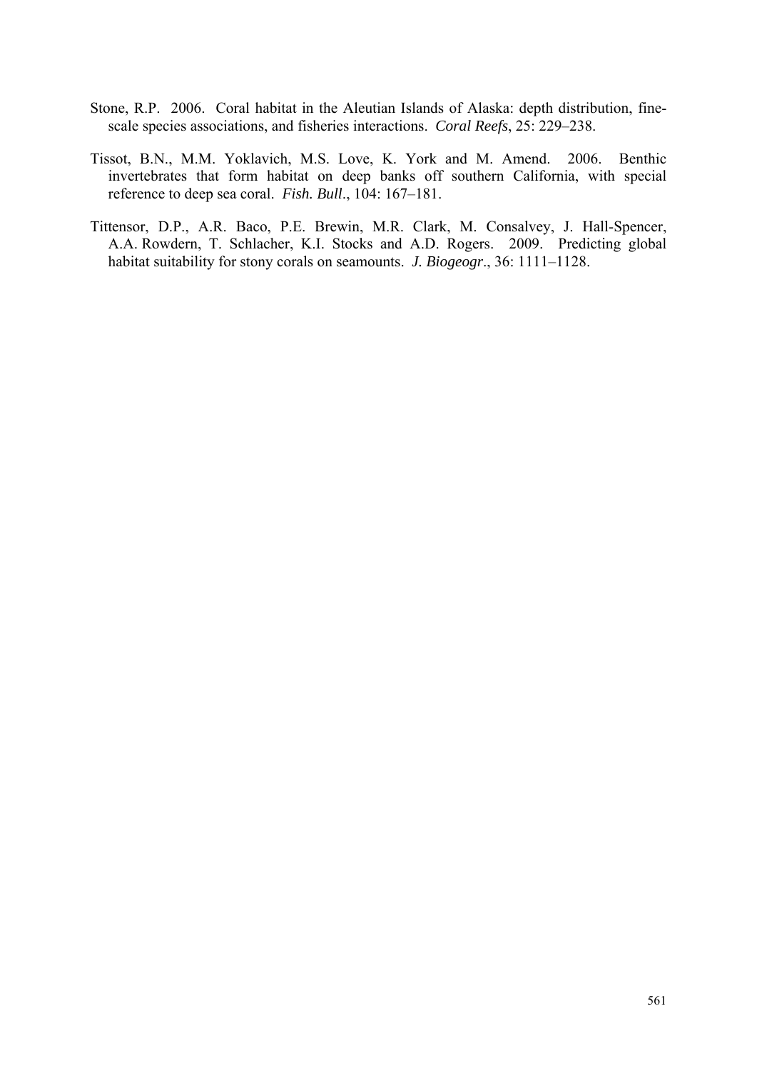Stone, R.P. 2006. Coral habitat in the Aleutian Islands of Alaska: depth distribution, fine-scale species associations, and fisheries interactions. *Coral Reefs*, 25: 229–238.

Tissot, B.N., M.M. Yoklavich, M.S. Love, K. York and M. Amend. 2006. Benthic invertebrates that form habitat on deep banks off southern California, with special reference to deep sea coral. *Fish. Bull*., 104: 167–181.

Tittensor, D.P., A.R. Baco, P.E. Brewin, M.R. Clark, M. Consalvey, J. Hall-Spencer, A.A. Rowdern, T. Schlacher, K.I. Stocks and A.D. Rogers. 2009. Predicting global habitat suitability for stony corals on seamounts. *J. Biogeogr*., 36: 1111–1128.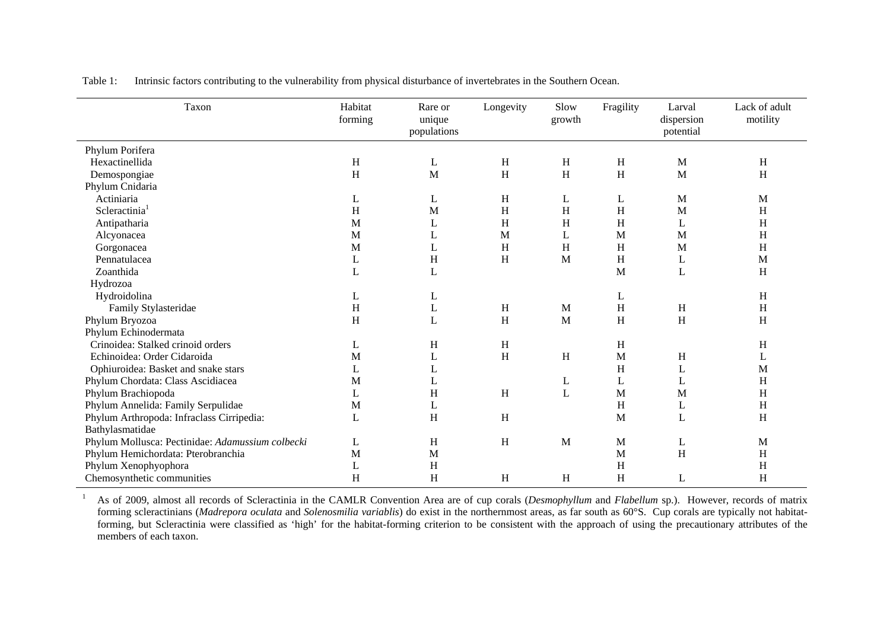Table 1: Intrinsic factors contributing to the vulnerability from physical disturbance of invertebrates in the Southern Ocean.

| Taxon | Habitat forming | Rare or unique populations | Longevity | Slow growth | Fragility | Larval dispersion potential | Lack of adult motility |
|---|---|---|---|---|---|---|---|
| Phylum Porifera | | | | | | | |
| Hexactinellida | H | L | H | H | H | M | H |
| Demospongiae | H | M | H | H | H | M | H |
| Phylum Cnidaria | | | | | | | |
| Actiniaria | L | L | H | L | L | M | M |
| Scleractinia[1] | H | M | H | H | H | M | H |
| Antipatharia | M | L | H | H | H | L | H |
| Alcyonacea | M | L | M | L | M | M | H |
| Gorgonacea | M | L | H | H | H | M | H |
| Pennatulacea | L | H | H | M | H | L | M |
| Zoanthida | L | L | | | M | L | H |
| Hydrozoa | | | | | | | |
| Hydroidolina | L | L | | | L | | H |
| Family Stylasteridae | H | L | H | M | H | H | H |
| Phylum Bryozoa | H | L | H | M | H | H | H |
| Phylum Echinodermata | | | | | | | |
| Crinoidea: Stalked crinoid orders | L | H | H | | H | | H |
| Echinoidea: Order Cidaroida | M | L | H | H | M | H | L |
| Ophiuroidea: Basket and snake stars | L | L | | | H | L | M |
| Phylum Chordata: Class Ascidiacea | M | L | | L | L | L | H |
| Phylum Brachiopoda | L | H | H | L | M | M | H |
| Phylum Annelida: Family Serpulidae | M | L | | | H | L | H |
| Phylum Arthropoda: Infraclass Cirripedia: Bathylasmatidae | L | H | H | | M | L | H |
| Phylum Mollusca: Pectinidae: *Adamussium colbecki* | L | H | H | M | M | L | M |
| Phylum Hemichordata: Pterobranchia | M | M | | | M | H | H |
| Phylum Xenophyophora | L | H | | | H | | H |
| Chemosynthetic communities | H | H | H | H | H | L | H |

[1] As of 2009, almost all records of Scleractinia in the CAMLR Convention Area are of cup corals (*Desmophyllum* and *Flabellum* sp.). However, records of matrix forming scleractinians (*Madrepora oculata* and *Solenosmilia variablis*) do exist in the northernmost areas, as far south as 60°S. Cup corals are typically not habitat-forming, but Scleractinia were classified as 'high' for the habitat-forming criterion to be consistent with the approach of using the precautionary attributes of the members of each taxon.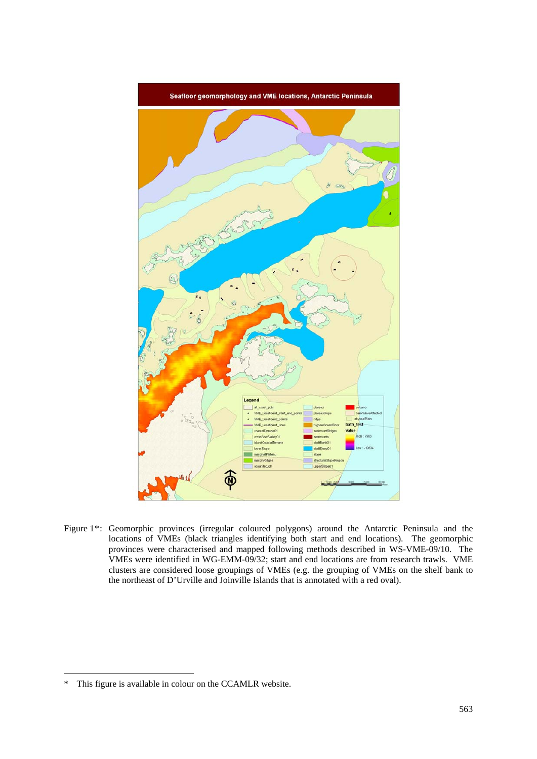Figure 1*: Geomorphic provinces (irregular coloured polygons) around the Antarctic Peninsula and the locations of VMEs (black triangles identifying both start and end locations). The geomorphic provinces were characterised and mapped following methods described in WS-VME-09/10. The VMEs were identified in WG-EMM-09/32; start and end locations are from research trawls. VME clusters are considered loose groupings of VMEs (e.g. the grouping of VMEs on the shelf bank to the northeast of D'Urville and Joinville Islands that is annotated with a red oval).

\* This figure is available in colour on the CCAMLR website.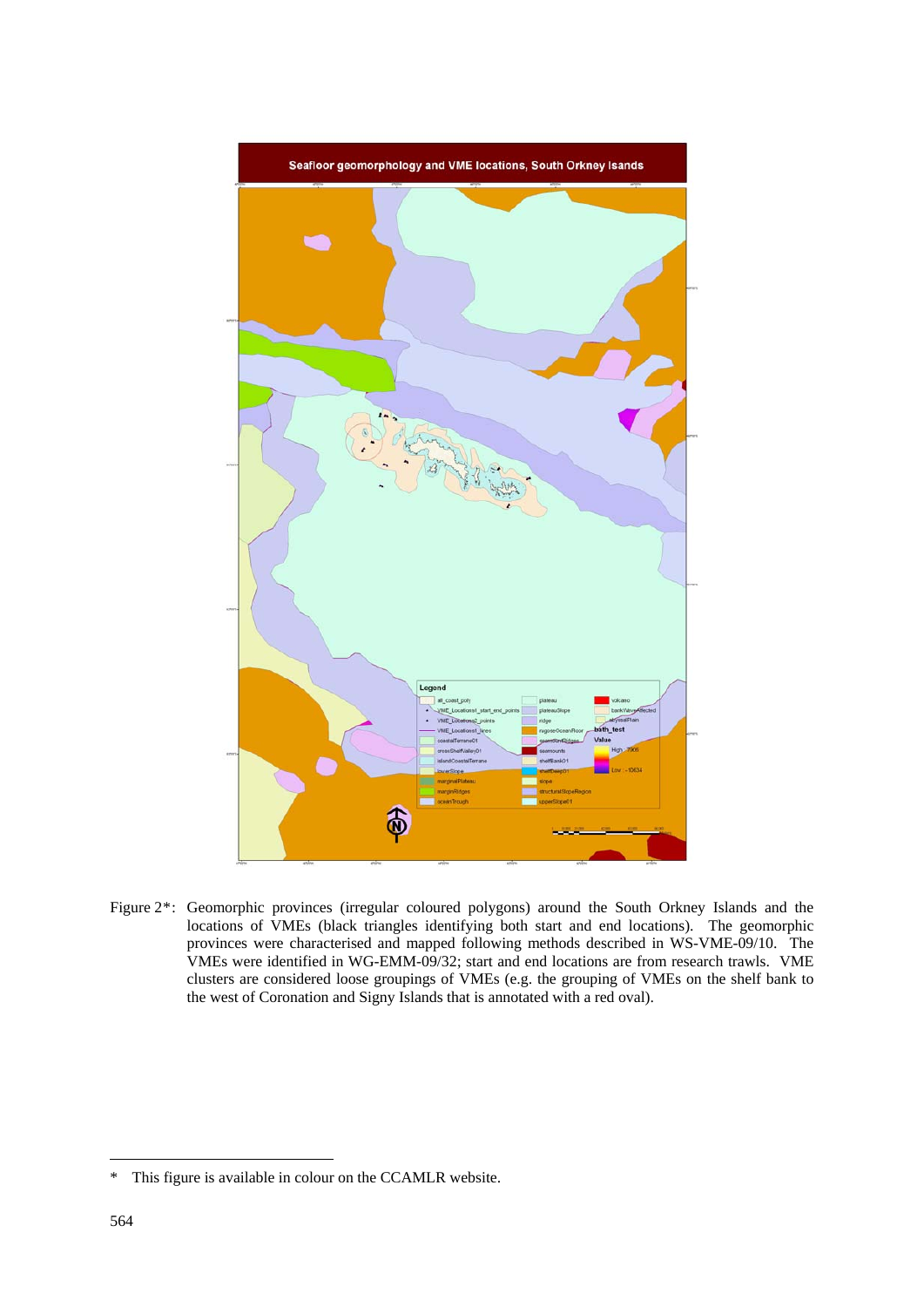Figure 2*: Geomorphic provinces (irregular coloured polygons) around the South Orkney Islands and the locations of VMEs (black triangles identifying both start and end locations). The geomorphic provinces were characterised and mapped following methods described in WS-VME-09/10. The VMEs were identified in WG-EMM-09/32; start and end locations are from research trawls. VME clusters are considered loose groupings of VMEs (e.g. the grouping of VMEs on the shelf bank to the west of Coronation and Signy Islands that is annotated with a red oval).

---

\* This figure is available in colour on the CCAMLR website.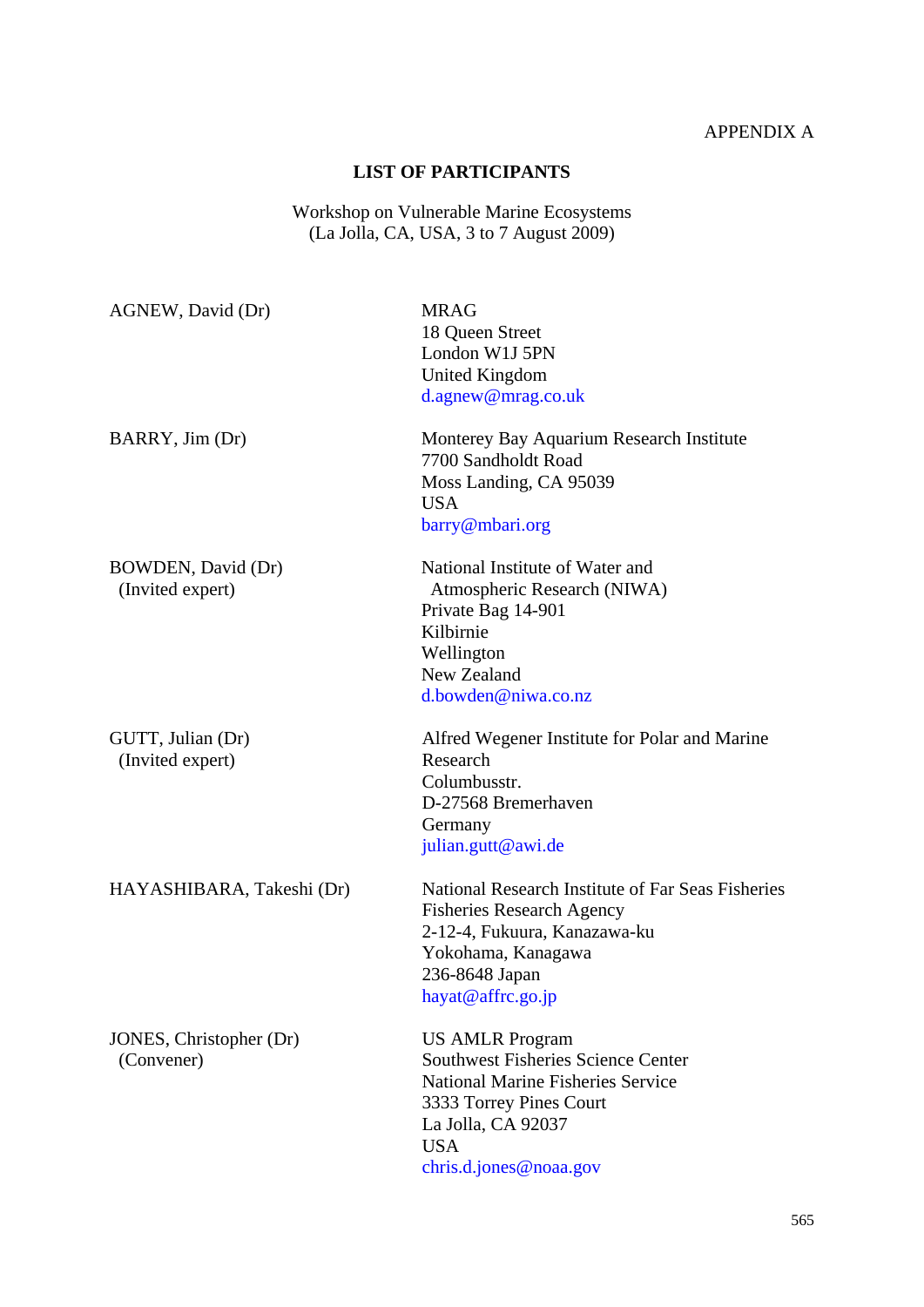APPENDIX A

## LIST OF PARTICIPANTS

Workshop on Vulnerable Marine Ecosystems
(La Jolla, CA, USA, 3 to 7 August 2009)

| | |
|---|---|
| AGNEW, David (Dr) | MRAG<br>18 Queen Street<br>London W1J 5PN<br>United Kingdom<br>d.agnew@mrag.co.uk |
| BARRY, Jim (Dr) | Monterey Bay Aquarium Research Institute<br>7700 Sandholdt Road<br>Moss Landing, CA 95039<br>USA<br>barry@mbari.org |
| BOWDEN, David (Dr)<br>(Invited expert) | National Institute of Water and Atmospheric Research (NIWA)<br>Private Bag 14-901<br>Kilbirnie<br>Wellington<br>New Zealand<br>d.bowden@niwa.co.nz |
| GUTT, Julian (Dr)<br>(Invited expert) | Alfred Wegener Institute for Polar and Marine Research<br>Columbusstr.<br>D-27568 Bremerhaven<br>Germany<br>julian.gutt@awi.de |
| HAYASHIBARA, Takeshi (Dr) | National Research Institute of Far Seas Fisheries<br>Fisheries Research Agency<br>2-12-4, Fukuura, Kanazawa-ku<br>Yokohama, Kanagawa<br>236-8648 Japan<br>hayat@affrc.go.jp |
| JONES, Christopher (Dr)<br>(Convener) | US AMLR Program<br>Southwest Fisheries Science Center<br>National Marine Fisheries Service<br>3333 Torrey Pines Court<br>La Jolla, CA 92037<br>USA<br>chris.d.jones@noaa.gov |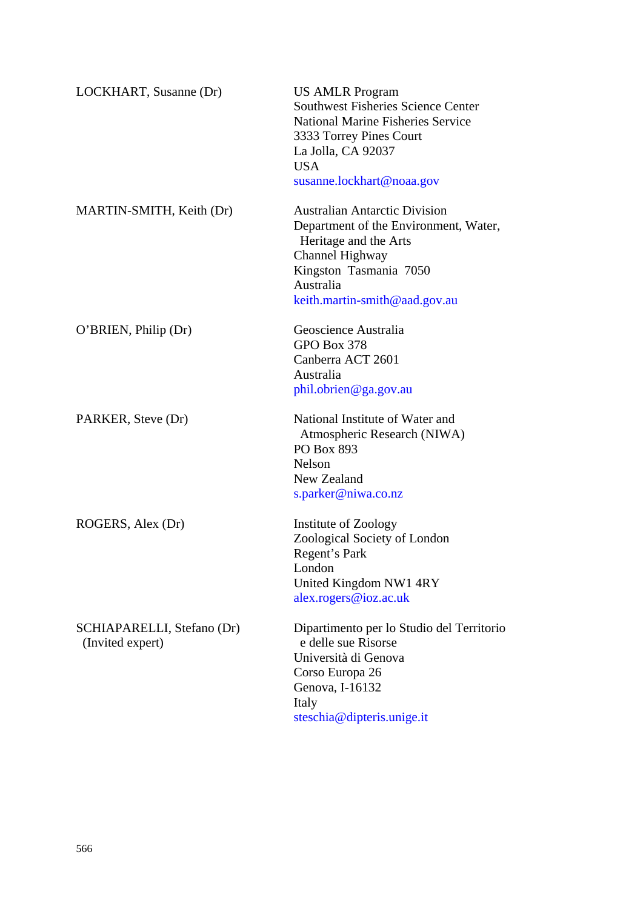| | |
|---|---|
| LOCKHART, Susanne (Dr) | US AMLR Program<br>Southwest Fisheries Science Center<br>National Marine Fisheries Service<br>3333 Torrey Pines Court<br>La Jolla, CA 92037<br>USA<br>susanne.lockhart@noaa.gov |
| MARTIN-SMITH, Keith (Dr) | Australian Antarctic Division<br>Department of the Environment, Water, Heritage and the Arts<br>Channel Highway<br>Kingston Tasmania 7050<br>Australia<br>keith.martin-smith@aad.gov.au |
| O'BRIEN, Philip (Dr) | Geoscience Australia<br>GPO Box 378<br>Canberra ACT 2601<br>Australia<br>phil.obrien@ga.gov.au |
| PARKER, Steve (Dr) | National Institute of Water and Atmospheric Research (NIWA)<br>PO Box 893<br>Nelson<br>New Zealand<br>s.parker@niwa.co.nz |
| ROGERS, Alex (Dr) | Institute of Zoology<br>Zoological Society of London<br>Regent's Park<br>London<br>United Kingdom NW1 4RY<br>alex.rogers@ioz.ac.uk |
| SCHIAPARELLI, Stefano (Dr)<br>(Invited expert) | Dipartimento per lo Studio del Territorio e delle sue Risorse<br>Università di Genova<br>Corso Europa 26<br>Genova, I-16132<br>Italy<br>steschia@dipteris.unige.it |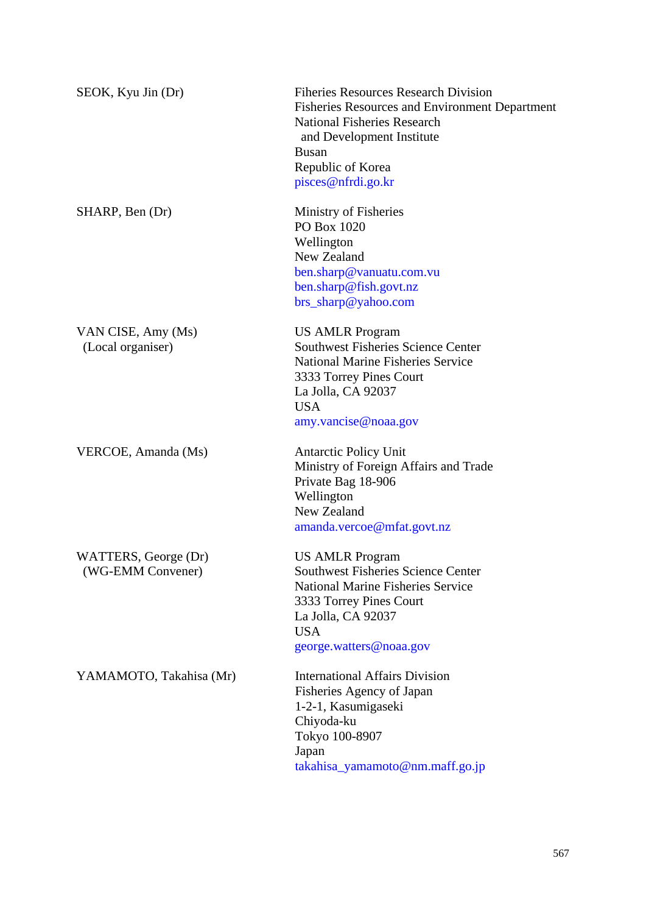| | |
|---|---|
| SEOK, Kyu Jin (Dr) | Fiheries Resources Research Division<br>Fisheries Resources and Environment Department<br>National Fisheries Research<br>and Development Institute<br>Busan<br>Republic of Korea<br>pisces@nfrdi.go.kr |
| SHARP, Ben (Dr) | Ministry of Fisheries<br>PO Box 1020<br>Wellington<br>New Zealand<br>ben.sharp@vanuatu.com.vu<br>ben.sharp@fish.govt.nz<br>brs_sharp@yahoo.com |
| VAN CISE, Amy (Ms)<br>(Local organiser) | US AMLR Program<br>Southwest Fisheries Science Center<br>National Marine Fisheries Service<br>3333 Torrey Pines Court<br>La Jolla, CA 92037<br>USA<br>amy.vancise@noaa.gov |
| VERCOE, Amanda (Ms) | Antarctic Policy Unit<br>Ministry of Foreign Affairs and Trade<br>Private Bag 18-906<br>Wellington<br>New Zealand<br>amanda.vercoe@mfat.govt.nz |
| WATTERS, George (Dr)<br>(WG-EMM Convener) | US AMLR Program<br>Southwest Fisheries Science Center<br>National Marine Fisheries Service<br>3333 Torrey Pines Court<br>La Jolla, CA 92037<br>USA<br>george.watters@noaa.gov |
| YAMAMOTO, Takahisa (Mr) | International Affairs Division<br>Fisheries Agency of Japan<br>1-2-1, Kasumigaseki<br>Chiyoda-ku<br>Tokyo 100-8907<br>Japan<br>takahisa_yamamoto@nm.maff.go.jp |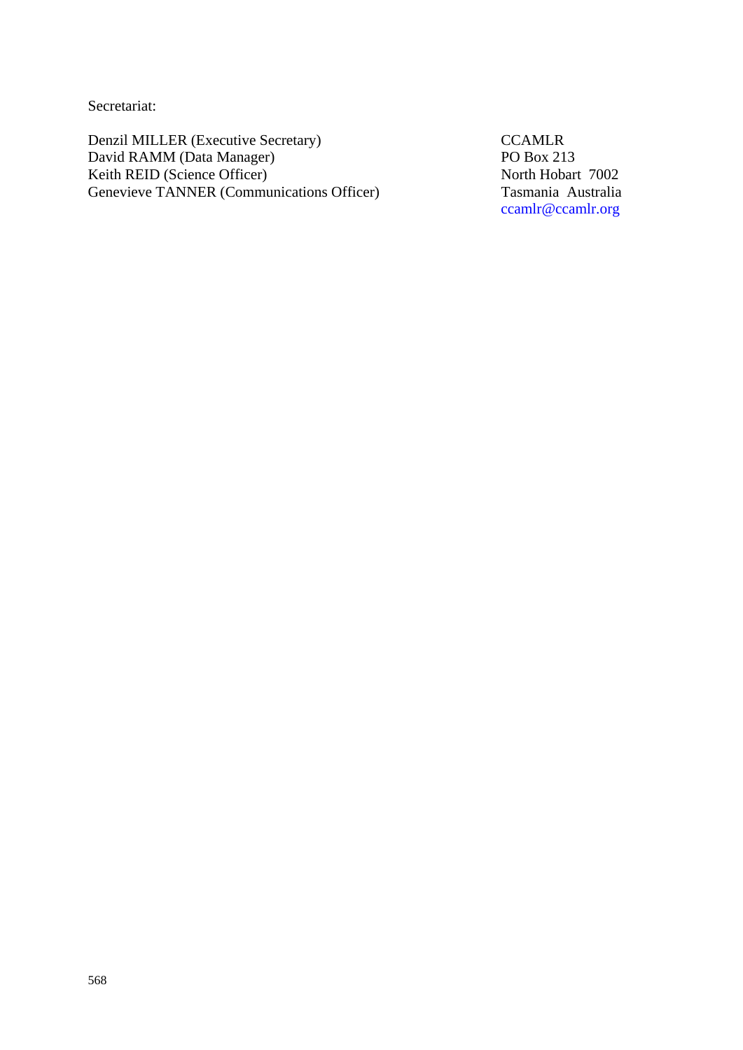Secretariat:

| | |
|---|---|
| Denzil MILLER (Executive Secretary) | CCAMLR |
| David RAMM (Data Manager) | PO Box 213 |
| Keith REID (Science Officer) | North Hobart 7002 |
| Genevieve TANNER (Communications Officer) | Tasmania Australia |
| | ccamlr@ccamlr.org |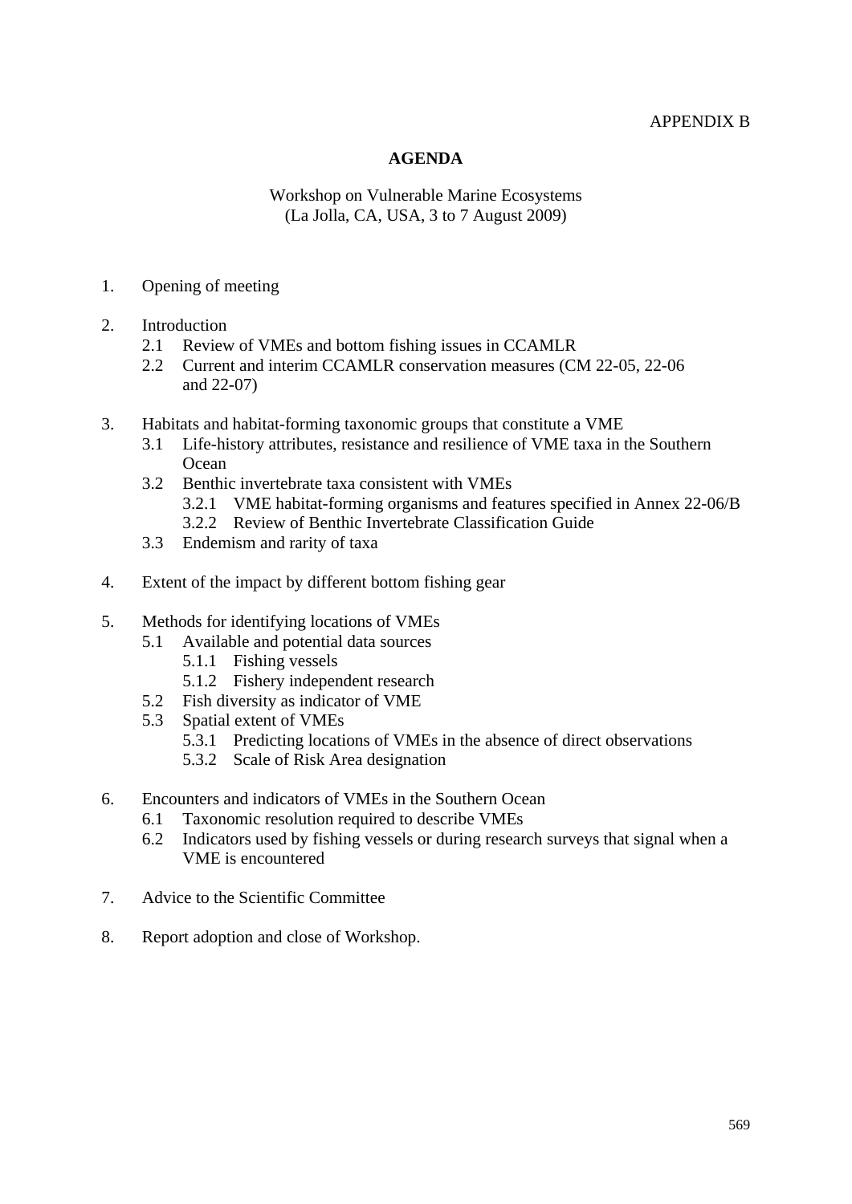APPENDIX B

## AGENDA

Workshop on Vulnerable Marine Ecosystems
(La Jolla, CA, USA, 3 to 7 August 2009)

1. Opening of meeting

2. Introduction
   - 2.1 Review of VMEs and bottom fishing issues in CCAMLR
   - 2.2 Current and interim CCAMLR conservation measures (CM 22-05, 22-06 and 22-07)

3. Habitats and habitat-forming taxonomic groups that constitute a VME
   - 3.1 Life-history attributes, resistance and resilience of VME taxa in the Southern Ocean
   - 3.2 Benthic invertebrate taxa consistent with VMEs
     - 3.2.1 VME habitat-forming organisms and features specified in Annex 22-06/B
     - 3.2.2 Review of Benthic Invertebrate Classification Guide
   - 3.3 Endemism and rarity of taxa

4. Extent of the impact by different bottom fishing gear

5. Methods for identifying locations of VMEs
   - 5.1 Available and potential data sources
     - 5.1.1 Fishing vessels
     - 5.1.2 Fishery independent research
   - 5.2 Fish diversity as indicator of VME
   - 5.3 Spatial extent of VMEs
     - 5.3.1 Predicting locations of VMEs in the absence of direct observations
     - 5.3.2 Scale of Risk Area designation

6. Encounters and indicators of VMEs in the Southern Ocean
   - 6.1 Taxonomic resolution required to describe VMEs
   - 6.2 Indicators used by fishing vessels or during research surveys that signal when a VME is encountered

7. Advice to the Scientific Committee

8. Report adoption and close of Workshop.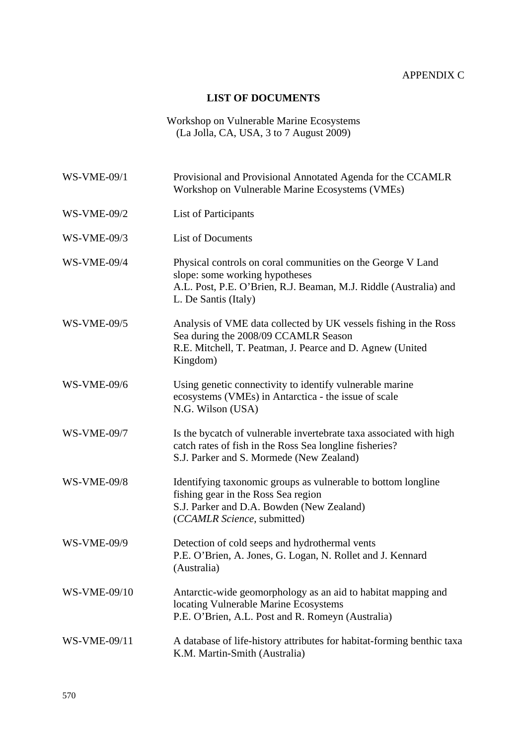APPENDIX C

## LIST OF DOCUMENTS

Workshop on Vulnerable Marine Ecosystems
(La Jolla, CA, USA, 3 to 7 August 2009)

| | |
|---|---|
| WS-VME-09/1 | Provisional and Provisional Annotated Agenda for the CCAMLR Workshop on Vulnerable Marine Ecosystems (VMEs) |
| WS-VME-09/2 | List of Participants |
| WS-VME-09/3 | List of Documents |
| WS-VME-09/4 | Physical controls on coral communities on the George V Land slope: some working hypotheses<br>A.L. Post, P.E. O'Brien, R.J. Beaman, M.J. Riddle (Australia) and L. De Santis (Italy) |
| WS-VME-09/5 | Analysis of VME data collected by UK vessels fishing in the Ross Sea during the 2008/09 CCAMLR Season<br>R.E. Mitchell, T. Peatman, J. Pearce and D. Agnew (United Kingdom) |
| WS-VME-09/6 | Using genetic connectivity to identify vulnerable marine ecosystems (VMEs) in Antarctica - the issue of scale<br>N.G. Wilson (USA) |
| WS-VME-09/7 | Is the bycatch of vulnerable invertebrate taxa associated with high catch rates of fish in the Ross Sea longline fisheries?<br>S.J. Parker and S. Mormede (New Zealand) |
| WS-VME-09/8 | Identifying taxonomic groups as vulnerable to bottom longline fishing gear in the Ross Sea region<br>S.J. Parker and D.A. Bowden (New Zealand)<br>(*CCAMLR Science*, submitted) |
| WS-VME-09/9 | Detection of cold seeps and hydrothermal vents<br>P.E. O'Brien, A. Jones, G. Logan, N. Rollet and J. Kennard (Australia) |
| WS-VME-09/10 | Antarctic-wide geomorphology as an aid to habitat mapping and locating Vulnerable Marine Ecosystems<br>P.E. O'Brien, A.L. Post and R. Romeyn (Australia) |
| WS-VME-09/11 | A database of life-history attributes for habitat-forming benthic taxa<br>K.M. Martin-Smith (Australia) |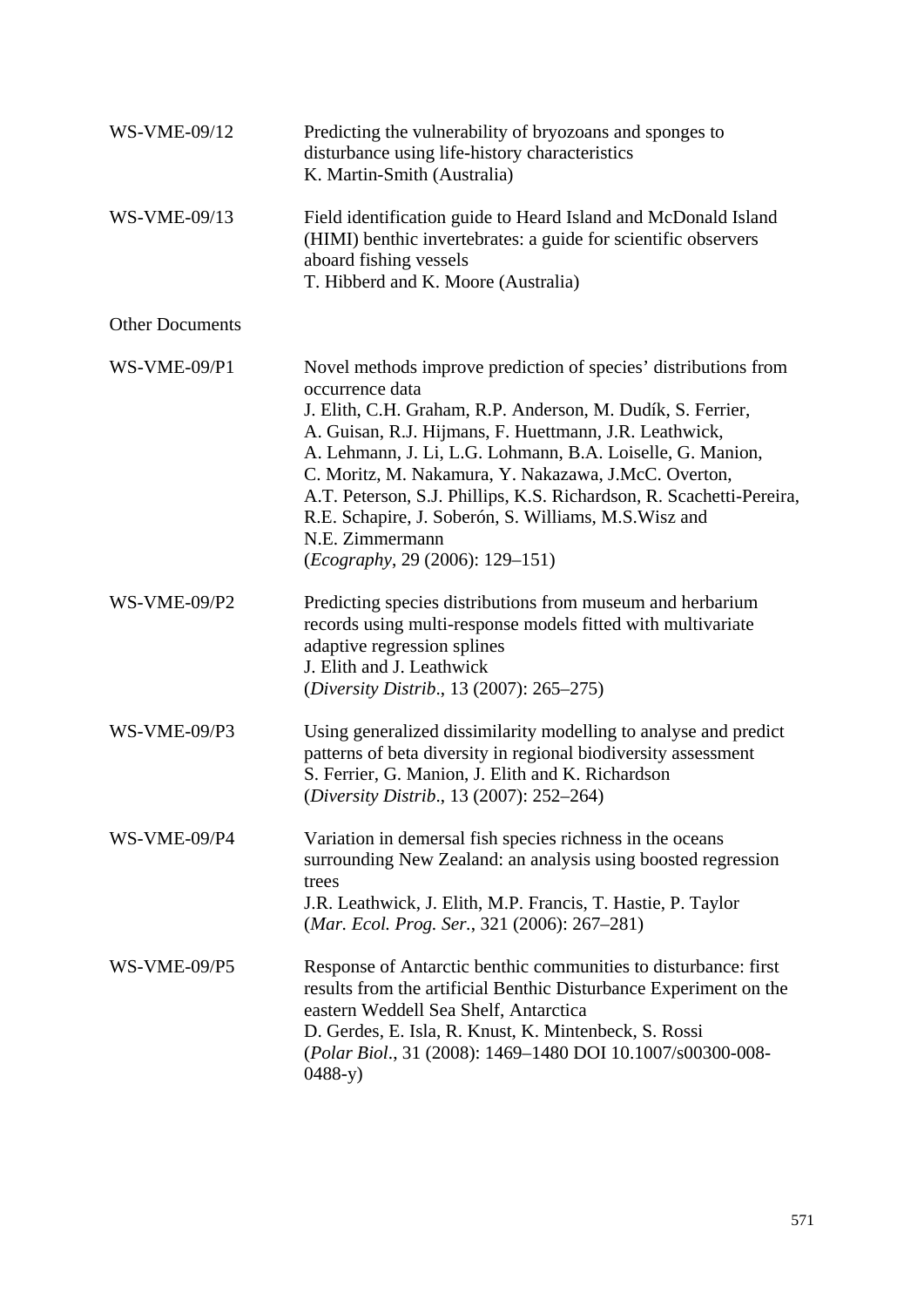| | |
|---|---|
| WS-VME-09/12 | Predicting the vulnerability of bryozoans and sponges to disturbance using life-history characteristics<br>K. Martin-Smith (Australia) |
| WS-VME-09/13 | Field identification guide to Heard Island and McDonald Island (HIMI) benthic invertebrates: a guide for scientific observers aboard fishing vessels<br>T. Hibberd and K. Moore (Australia) |

Other Documents

| | |
|---|---|
| WS-VME-09/P1 | Novel methods improve prediction of species' distributions from occurrence data<br>J. Elith, C.H. Graham, R.P. Anderson, M. Dudík, S. Ferrier, A. Guisan, R.J. Hijmans, F. Huettmann, J.R. Leathwick, A. Lehmann, J. Li, L.G. Lohmann, B.A. Loiselle, G. Manion, C. Moritz, M. Nakamura, Y. Nakazawa, J.McC. Overton, A.T. Peterson, S.J. Phillips, K.S. Richardson, R. Scachetti-Pereira, R.E. Schapire, J. Soberón, S. Williams, M.S.Wisz and N.E. Zimmermann<br>(*Ecography*, 29 (2006): 129–151) |
| WS-VME-09/P2 | Predicting species distributions from museum and herbarium records using multi-response models fitted with multivariate adaptive regression splines<br>J. Elith and J. Leathwick<br>(*Diversity Distrib*., 13 (2007): 265–275) |
| WS-VME-09/P3 | Using generalized dissimilarity modelling to analyse and predict patterns of beta diversity in regional biodiversity assessment<br>S. Ferrier, G. Manion, J. Elith and K. Richardson<br>(*Diversity Distrib*., 13 (2007): 252–264) |
| WS-VME-09/P4 | Variation in demersal fish species richness in the oceans surrounding New Zealand: an analysis using boosted regression trees<br>J.R. Leathwick, J. Elith, M.P. Francis, T. Hastie, P. Taylor<br>(*Mar. Ecol. Prog. Ser.*, 321 (2006): 267–281) |
| WS-VME-09/P5 | Response of Antarctic benthic communities to disturbance: first results from the artificial Benthic Disturbance Experiment on the eastern Weddell Sea Shelf, Antarctica<br>D. Gerdes, E. Isla, R. Knust, K. Mintenbeck, S. Rossi<br>(*Polar Biol*., 31 (2008): 1469–1480 DOI 10.1007/s00300-008-0488-y) |